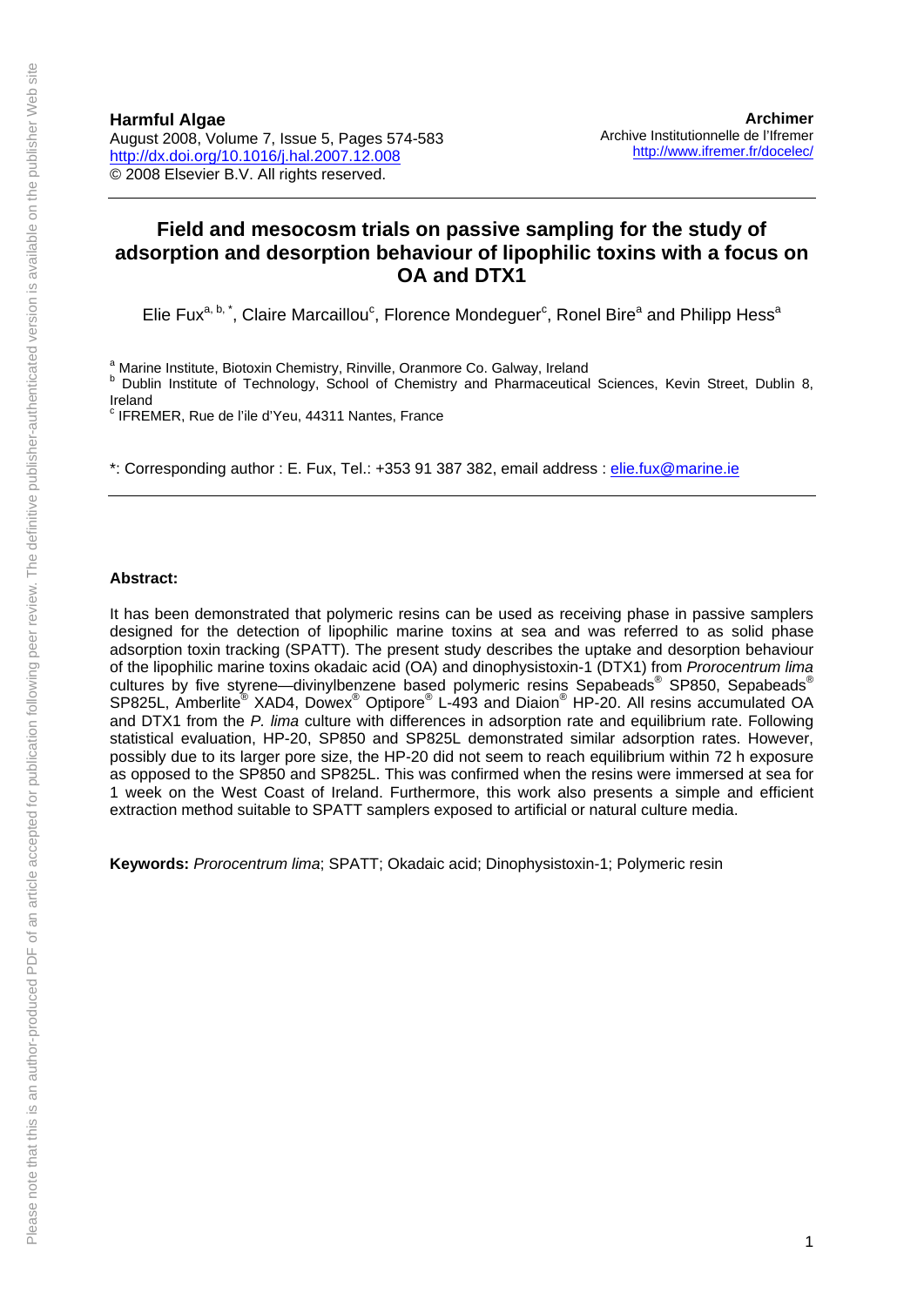**Harmful Algae**
August 2008, Volume 7, Issue 5, Pages 574-583
http://dx.doi.org/10.1016/j.hal.2007.12.008
© 2008 Elsevier B.V. All rights reserved.

**Archimer**
Archive Institutionnelle de l'Ifremer
http://www.ifremer.fr/docelec/

# Field and mesocosm trials on passive sampling for the study of adsorption and desorption behaviour of lipophilic toxins with a focus on OA and DTX1

Elie Fux[a, b, *], Claire Marcaillou[c], Florence Mondeguer[c], Ronel Bire[a] and Philipp Hess[a]

[a] Marine Institute, Biotoxin Chemistry, Rinville, Oranmore Co. Galway, Ireland
[b] Dublin Institute of Technology, School of Chemistry and Pharmaceutical Sciences, Kevin Street, Dublin 8, Ireland
[c] IFREMER, Rue de l'ile d'Yeu, 44311 Nantes, France

*: Corresponding author : E. Fux, Tel.: +353 91 387 382, email address : elie.fux@marine.ie

**Abstract:**

It has been demonstrated that polymeric resins can be used as receiving phase in passive samplers designed for the detection of lipophilic marine toxins at sea and was referred to as solid phase adsorption toxin tracking (SPATT). The present study describes the uptake and desorption behaviour of the lipophilic marine toxins okadaic acid (OA) and dinophysistoxin-1 (DTX1) from *Prorocentrum lima* cultures by five styrene—divinylbenzene based polymeric resins Sepabeads® SP850, Sepabeads® SP825L, Amberlite® XAD4, Dowex® Optipore® L-493 and Diaion® HP-20. All resins accumulated OA and DTX1 from the *P. lima* culture with differences in adsorption rate and equilibrium rate. Following statistical evaluation, HP-20, SP850 and SP825L demonstrated similar adsorption rates. However, possibly due to its larger pore size, the HP-20 did not seem to reach equilibrium within 72 h exposure as opposed to the SP850 and SP825L. This was confirmed when the resins were immersed at sea for 1 week on the West Coast of Ireland. Furthermore, this work also presents a simple and efficient extraction method suitable to SPATT samplers exposed to artificial or natural culture media.

**Keywords:** *Prorocentrum lima*; SPATT; Okadaic acid; Dinophysistoxin-1; Polymeric resin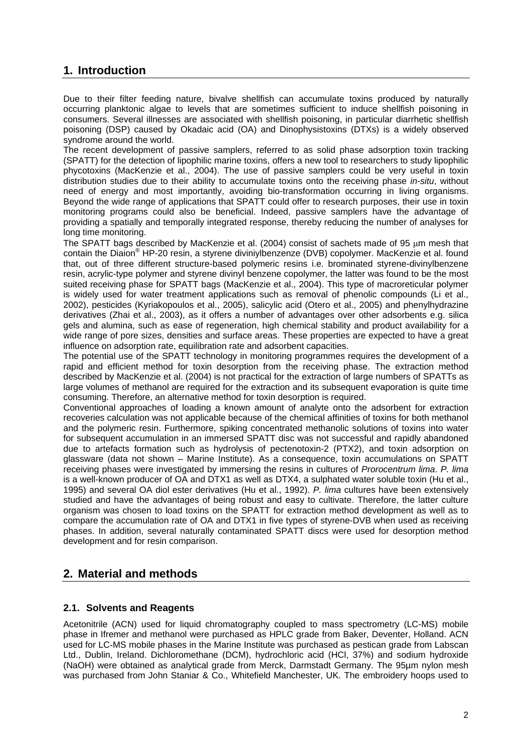## 1. Introduction

Due to their filter feeding nature, bivalve shellfish can accumulate toxins produced by naturally occurring planktonic algae to levels that are sometimes sufficient to induce shellfish poisoning in consumers. Several illnesses are associated with shellfish poisoning, in particular diarrhetic shellfish poisoning (DSP) caused by Okadaic acid (OA) and Dinophysistoxins (DTXs) is a widely observed syndrome around the world.

The recent development of passive samplers, referred to as solid phase adsorption toxin tracking (SPATT) for the detection of lipophilic marine toxins, offers a new tool to researchers to study lipophilic phycotoxins (MacKenzie et al., 2004). The use of passive samplers could be very useful in toxin distribution studies due to their ability to accumulate toxins onto the receiving phase *in-situ*, without need of energy and most importantly, avoiding bio-transformation occurring in living organisms. Beyond the wide range of applications that SPATT could offer to research purposes, their use in toxin monitoring programs could also be beneficial. Indeed, passive samplers have the advantage of providing a spatially and temporally integrated response, thereby reducing the number of analyses for long time monitoring.

The SPATT bags described by MacKenzie et al. (2004) consist of sachets made of 95 μm mesh that contain the Diaion® HP-20 resin, a styrene diviniylbenzene (DVB) copolymer. MacKenzie et al. found that, out of three different structure-based polymeric resins i.e. brominated styrene-divinylbenzene resin, acrylic-type polymer and styrene divinyl benzene copolymer, the latter was found to be the most suited receiving phase for SPATT bags (MacKenzie et al., 2004). This type of macroreticular polymer is widely used for water treatment applications such as removal of phenolic compounds (Li et al., 2002), pesticides (Kyriakopoulos et al., 2005), salicylic acid (Otero et al., 2005) and phenylhydrazine derivatives (Zhai et al., 2003), as it offers a number of advantages over other adsorbents e.g. silica gels and alumina, such as ease of regeneration, high chemical stability and product availability for a wide range of pore sizes, densities and surface areas. These properties are expected to have a great influence on adsorption rate, equilibration rate and adsorbent capacities.

The potential use of the SPATT technology in monitoring programmes requires the development of a rapid and efficient method for toxin desorption from the receiving phase. The extraction method described by MacKenzie et al. (2004) is not practical for the extraction of large numbers of SPATTs as large volumes of methanol are required for the extraction and its subsequent evaporation is quite time consuming. Therefore, an alternative method for toxin desorption is required.

Conventional approaches of loading a known amount of analyte onto the adsorbent for extraction recoveries calculation was not applicable because of the chemical affinities of toxins for both methanol and the polymeric resin. Furthermore, spiking concentrated methanolic solutions of toxins into water for subsequent accumulation in an immersed SPATT disc was not successful and rapidly abandoned due to artefacts formation such as hydrolysis of pectenotoxin-2 (PTX2), and toxin adsorption on glassware (data not shown – Marine Institute). As a consequence, toxin accumulations on SPATT receiving phases were investigated by immersing the resins in cultures of *Prorocentrum lima*. *P. lima* is a well-known producer of OA and DTX1 as well as DTX4, a sulphated water soluble toxin (Hu et al., 1995) and several OA diol ester derivatives (Hu et al., 1992). *P. lima* cultures have been extensively studied and have the advantages of being robust and easy to cultivate. Therefore, the latter culture organism was chosen to load toxins on the SPATT for extraction method development as well as to compare the accumulation rate of OA and DTX1 in five types of styrene-DVB when used as receiving phases. In addition, several naturally contaminated SPATT discs were used for desorption method development and for resin comparison.

## 2. Material and methods

### 2.1. Solvents and Reagents

Acetonitrile (ACN) used for liquid chromatography coupled to mass spectrometry (LC-MS) mobile phase in Ifremer and methanol were purchased as HPLC grade from Baker, Deventer, Holland. ACN used for LC-MS mobile phases in the Marine Institute was purchased as pestican grade from Labscan Ltd., Dublin, Ireland. Dichloromethane (DCM), hydrochloric acid (HCl, 37%) and sodium hydroxide (NaOH) were obtained as analytical grade from Merck, Darmstadt Germany. The 95μm nylon mesh was purchased from John Staniar & Co., Whitefield Manchester, UK. The embroidery hoops used to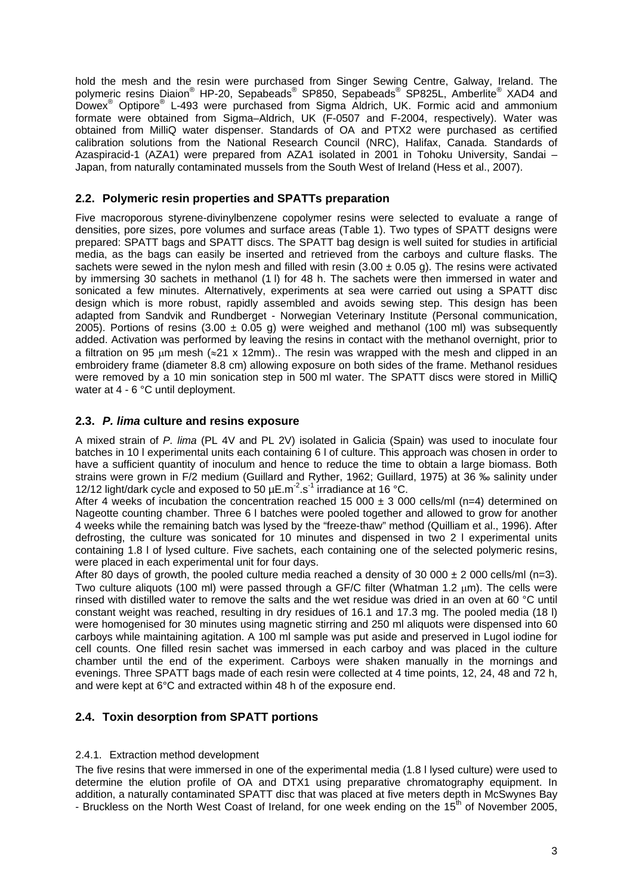hold the mesh and the resin were purchased from Singer Sewing Centre, Galway, Ireland. The polymeric resins Diaion® HP-20, Sepabeads® SP850, Sepabeads® SP825L, Amberlite® XAD4 and Dowex® Optipore® L-493 were purchased from Sigma Aldrich, UK. Formic acid and ammonium formate were obtained from Sigma–Aldrich, UK (F-0507 and F-2004, respectively). Water was obtained from MilliQ water dispenser. Standards of OA and PTX2 were purchased as certified calibration solutions from the National Research Council (NRC), Halifax, Canada. Standards of Azaspiracid-1 (AZA1) were prepared from AZA1 isolated in 2001 in Tohoku University, Sandai – Japan, from naturally contaminated mussels from the South West of Ireland (Hess et al., 2007).

## 2.2. Polymeric resin properties and SPATTs preparation

Five macroporous styrene-divinylbenzene copolymer resins were selected to evaluate a range of densities, pore sizes, pore volumes and surface areas (Table 1). Two types of SPATT designs were prepared: SPATT bags and SPATT discs. The SPATT bag design is well suited for studies in artificial media, as the bags can easily be inserted and retrieved from the carboys and culture flasks. The sachets were sewed in the nylon mesh and filled with resin (3.00 ± 0.05 g). The resins were activated by immersing 30 sachets in methanol (1 l) for 48 h. The sachets were then immersed in water and sonicated a few minutes. Alternatively, experiments at sea were carried out using a SPATT disc design which is more robust, rapidly assembled and avoids sewing step. This design has been adapted from Sandvik and Rundberget - Norwegian Veterinary Institute (Personal communication, 2005). Portions of resins (3.00 ± 0.05 g) were weighed and methanol (100 ml) was subsequently added. Activation was performed by leaving the resins in contact with the methanol overnight, prior to a filtration on 95 μm mesh (≈21 x 12mm).. The resin was wrapped with the mesh and clipped in an embroidery frame (diameter 8.8 cm) allowing exposure on both sides of the frame. Methanol residues were removed by a 10 min sonication step in 500 ml water. The SPATT discs were stored in MilliQ water at 4 - 6 °C until deployment.

## 2.3. *P. lima* culture and resins exposure

A mixed strain of *P. lima* (PL 4V and PL 2V) isolated in Galicia (Spain) was used to inoculate four batches in 10 l experimental units each containing 6 l of culture. This approach was chosen in order to have a sufficient quantity of inoculum and hence to reduce the time to obtain a large biomass. Both strains were grown in F/2 medium (Guillard and Ryther, 1962; Guillard, 1975) at 36 ‰ salinity under 12/12 light/dark cycle and exposed to 50 $\mu E.m^{-2}.s^{-1}$ irradiance at 16 °C.

After 4 weeks of incubation the concentration reached 15 000 ± 3 000 cells/ml (n=4) determined on Nageotte counting chamber. Three 6 l batches were pooled together and allowed to grow for another 4 weeks while the remaining batch was lysed by the "freeze-thaw" method (Quilliam et al., 1996). After defrosting, the culture was sonicated for 10 minutes and dispensed in two 2 l experimental units containing 1.8 l of lysed culture. Five sachets, each containing one of the selected polymeric resins, were placed in each experimental unit for four days.

After 80 days of growth, the pooled culture media reached a density of 30 000 ± 2 000 cells/ml (n=3). Two culture aliquots (100 ml) were passed through a GF/C filter (Whatman 1.2 μm). The cells were rinsed with distilled water to remove the salts and the wet residue was dried in an oven at 60 °C until constant weight was reached, resulting in dry residues of 16.1 and 17.3 mg. The pooled media (18 l) were homogenised for 30 minutes using magnetic stirring and 250 ml aliquots were dispensed into 60 carboys while maintaining agitation. A 100 ml sample was put aside and preserved in Lugol iodine for cell counts. One filled resin sachet was immersed in each carboy and was placed in the culture chamber until the end of the experiment. Carboys were shaken manually in the mornings and evenings. Three SPATT bags made of each resin were collected at 4 time points, 12, 24, 48 and 72 h, and were kept at 6°C and extracted within 48 h of the exposure end.

## 2.4. Toxin desorption from SPATT portions

### 2.4.1. Extraction method development

The five resins that were immersed in one of the experimental media (1.8 l lysed culture) were used to determine the elution profile of OA and DTX1 using preparative chromatography equipment. In addition, a naturally contaminated SPATT disc that was placed at five meters depth in McSwynes Bay - Bruckless on the North West Coast of Ireland, for one week ending on the 15th of November 2005,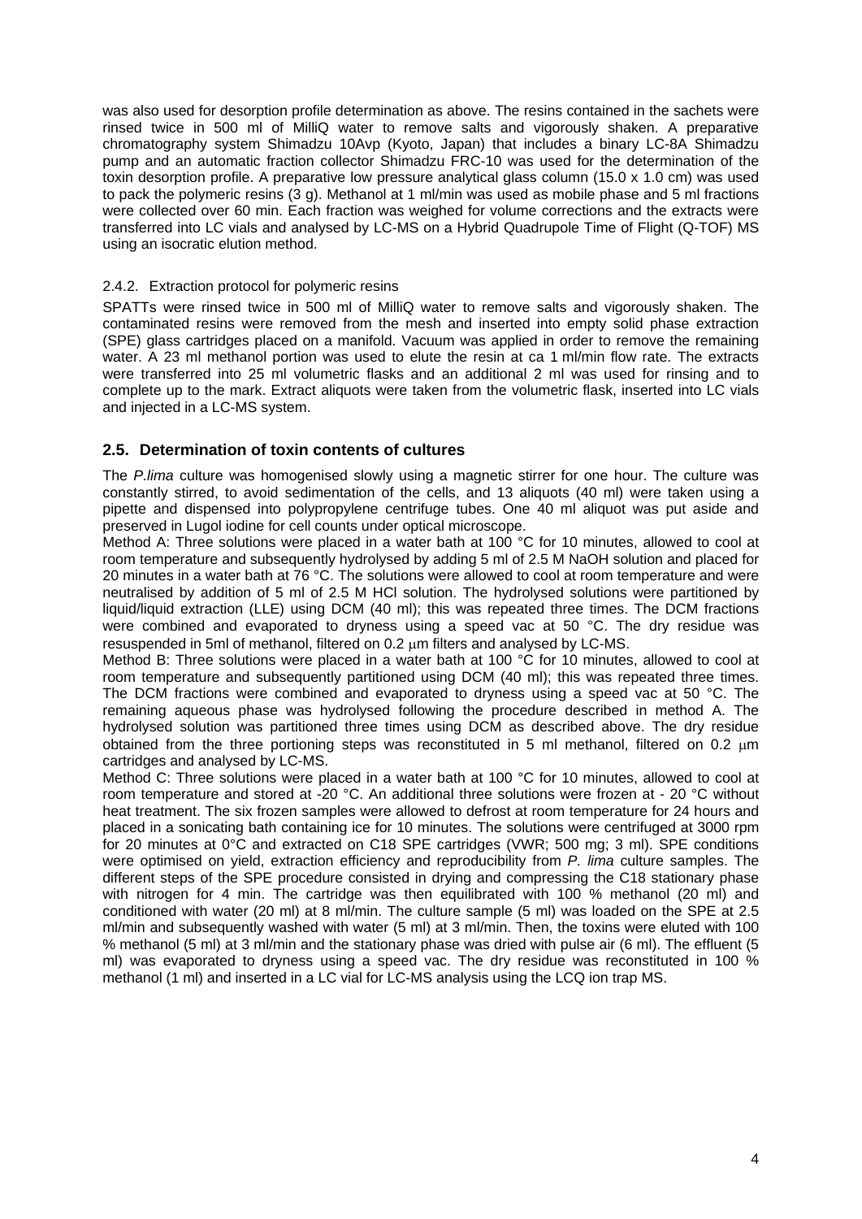was also used for desorption profile determination as above. The resins contained in the sachets were rinsed twice in 500 ml of MilliQ water to remove salts and vigorously shaken. A preparative chromatography system Shimadzu 10Avp (Kyoto, Japan) that includes a binary LC-8A Shimadzu pump and an automatic fraction collector Shimadzu FRC-10 was used for the determination of the toxin desorption profile. A preparative low pressure analytical glass column (15.0 x 1.0 cm) was used to pack the polymeric resins (3 g). Methanol at 1 ml/min was used as mobile phase and 5 ml fractions were collected over 60 min. Each fraction was weighed for volume corrections and the extracts were transferred into LC vials and analysed by LC-MS on a Hybrid Quadrupole Time of Flight (Q-TOF) MS using an isocratic elution method.

### 2.4.2. Extraction protocol for polymeric resins

SPATTs were rinsed twice in 500 ml of MilliQ water to remove salts and vigorously shaken. The contaminated resins were removed from the mesh and inserted into empty solid phase extraction (SPE) glass cartridges placed on a manifold. Vacuum was applied in order to remove the remaining water. A 23 ml methanol portion was used to elute the resin at ca 1 ml/min flow rate. The extracts were transferred into 25 ml volumetric flasks and an additional 2 ml was used for rinsing and to complete up to the mark. Extract aliquots were taken from the volumetric flask, inserted into LC vials and injected in a LC-MS system.

## 2.5. Determination of toxin contents of cultures

The *P.lima* culture was homogenised slowly using a magnetic stirrer for one hour. The culture was constantly stirred, to avoid sedimentation of the cells, and 13 aliquots (40 ml) were taken using a pipette and dispensed into polypropylene centrifuge tubes. One 40 ml aliquot was put aside and preserved in Lugol iodine for cell counts under optical microscope.

Method A: Three solutions were placed in a water bath at 100 °C for 10 minutes, allowed to cool at room temperature and subsequently hydrolysed by adding 5 ml of 2.5 M NaOH solution and placed for 20 minutes in a water bath at 76 °C. The solutions were allowed to cool at room temperature and were neutralised by addition of 5 ml of 2.5 M HCl solution. The hydrolysed solutions were partitioned by liquid/liquid extraction (LLE) using DCM (40 ml); this was repeated three times. The DCM fractions were combined and evaporated to dryness using a speed vac at 50 °C. The dry residue was resuspended in 5ml of methanol, filtered on 0.2 μm filters and analysed by LC-MS.

Method B: Three solutions were placed in a water bath at 100 °C for 10 minutes, allowed to cool at room temperature and subsequently partitioned using DCM (40 ml); this was repeated three times. The DCM fractions were combined and evaporated to dryness using a speed vac at 50 °C. The remaining aqueous phase was hydrolysed following the procedure described in method A. The hydrolysed solution was partitioned three times using DCM as described above. The dry residue obtained from the three portioning steps was reconstituted in 5 ml methanol, filtered on 0.2 μm cartridges and analysed by LC-MS.

Method C: Three solutions were placed in a water bath at 100 °C for 10 minutes, allowed to cool at room temperature and stored at -20 °C. An additional three solutions were frozen at - 20 °C without heat treatment. The six frozen samples were allowed to defrost at room temperature for 24 hours and placed in a sonicating bath containing ice for 10 minutes. The solutions were centrifuged at 3000 rpm for 20 minutes at 0°C and extracted on C18 SPE cartridges (VWR; 500 mg; 3 ml). SPE conditions were optimised on yield, extraction efficiency and reproducibility from *P. lima* culture samples. The different steps of the SPE procedure consisted in drying and compressing the C18 stationary phase with nitrogen for 4 min. The cartridge was then equilibrated with 100 % methanol (20 ml) and conditioned with water (20 ml) at 8 ml/min. The culture sample (5 ml) was loaded on the SPE at 2.5 ml/min and subsequently washed with water (5 ml) at 3 ml/min. Then, the toxins were eluted with 100 % methanol (5 ml) at 3 ml/min and the stationary phase was dried with pulse air (6 ml). The effluent (5 ml) was evaporated to dryness using a speed vac. The dry residue was reconstituted in 100 % methanol (1 ml) and inserted in a LC vial for LC-MS analysis using the LCQ ion trap MS.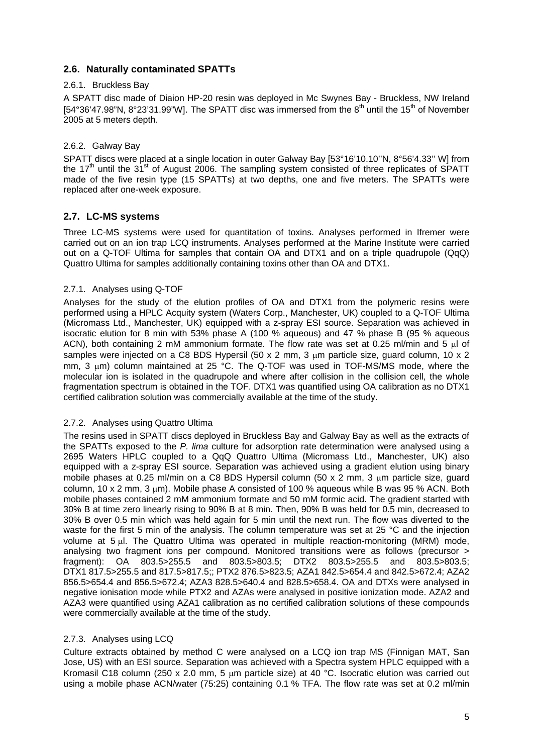## 2.6. Naturally contaminated SPATTs

### 2.6.1. Bruckless Bay

A SPATT disc made of Diaion HP-20 resin was deployed in Mc Swynes Bay - Bruckless, NW Ireland [54°36'47.98"N, 8°23'31.99"W]. The SPATT disc was immersed from the 8th until the 15th of November 2005 at 5 meters depth.

### 2.6.2. Galway Bay

SPATT discs were placed at a single location in outer Galway Bay [53°16'10.10''N, 8°56'4.33'' W] from the 17th until the 31st of August 2006. The sampling system consisted of three replicates of SPATT made of the five resin type (15 SPATTs) at two depths, one and five meters. The SPATTs were replaced after one-week exposure.

## 2.7. LC-MS systems

Three LC-MS systems were used for quantitation of toxins. Analyses performed in Ifremer were carried out on an ion trap LCQ instruments. Analyses performed at the Marine Institute were carried out on a Q-TOF Ultima for samples that contain OA and DTX1 and on a triple quadrupole (QqQ) Quattro Ultima for samples additionally containing toxins other than OA and DTX1.

### 2.7.1. Analyses using Q-TOF

Analyses for the study of the elution profiles of OA and DTX1 from the polymeric resins were performed using a HPLC Acquity system (Waters Corp., Manchester, UK) coupled to a Q-TOF Ultima (Micromass Ltd., Manchester, UK) equipped with a z-spray ESI source. Separation was achieved in isocratic elution for 8 min with 53% phase A (100 % aqueous) and 47 % phase B (95 % aqueous ACN), both containing 2 mM ammonium formate. The flow rate was set at 0.25 ml/min and 5 μl of samples were injected on a C8 BDS Hypersil (50 x 2 mm, 3 μm particle size, guard column, 10 x 2 mm, 3 μm) column maintained at 25 °C. The Q-TOF was used in TOF-MS/MS mode, where the molecular ion is isolated in the quadrupole and where after collision in the collision cell, the whole fragmentation spectrum is obtained in the TOF. DTX1 was quantified using OA calibration as no DTX1 certified calibration solution was commercially available at the time of the study.

### 2.7.2. Analyses using Quattro Ultima

The resins used in SPATT discs deployed in Bruckless Bay and Galway Bay as well as the extracts of the SPATTs exposed to the *P. lima* culture for adsorption rate determination were analysed using a 2695 Waters HPLC coupled to a QqQ Quattro Ultima (Micromass Ltd., Manchester, UK) also equipped with a z-spray ESI source. Separation was achieved using a gradient elution using binary mobile phases at 0.25 ml/min on a C8 BDS Hypersil column (50 x 2 mm, 3 μm particle size, guard column, 10 x 2 mm, 3 μm). Mobile phase A consisted of 100 % aqueous while B was 95 % ACN. Both mobile phases contained 2 mM ammonium formate and 50 mM formic acid. The gradient started with 30% B at time zero linearly rising to 90% B at 8 min. Then, 90% B was held for 0.5 min, decreased to 30% B over 0.5 min which was held again for 5 min until the next run. The flow was diverted to the waste for the first 5 min of the analysis. The column temperature was set at 25 °C and the injection volume at 5 μl. The Quattro Ultima was operated in multiple reaction-monitoring (MRM) mode, analysing two fragment ions per compound. Monitored transitions were as follows (precursor > fragment): OA 803.5>255.5 and 803.5>803.5; DTX2 803.5>255.5 and 803.5>803.5; DTX1 817.5>255.5 and 817.5>817.5;; PTX2 876.5>823.5; AZA1 842.5>654.4 and 842.5>672.4; AZA2 856.5>654.4 and 856.5>672.4; AZA3 828.5>640.4 and 828.5>658.4. OA and DTXs were analysed in negative ionisation mode while PTX2 and AZAs were analysed in positive ionization mode. AZA2 and AZA3 were quantified using AZA1 calibration as no certified calibration solutions of these compounds were commercially available at the time of the study.

### 2.7.3. Analyses using LCQ

Culture extracts obtained by method C were analysed on a LCQ ion trap MS (Finnigan MAT, San Jose, US) with an ESI source. Separation was achieved with a Spectra system HPLC equipped with a Kromasil C18 column (250 x 2.0 mm, 5 μm particle size) at 40 °C. Isocratic elution was carried out using a mobile phase ACN/water (75:25) containing 0.1 % TFA. The flow rate was set at 0.2 ml/min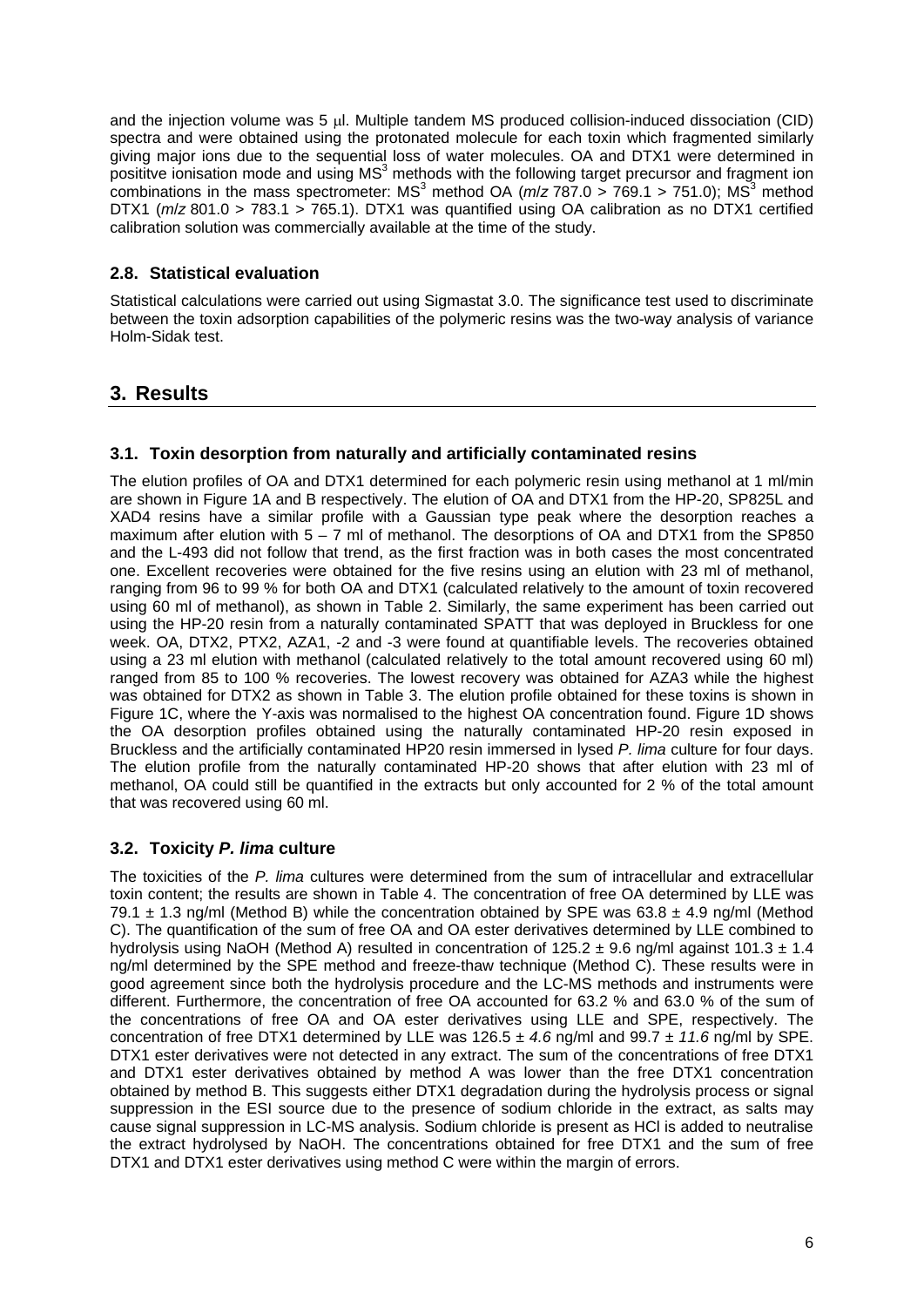and the injection volume was 5 μl. Multiple tandem MS produced collision-induced dissociation (CID) spectra and were obtained using the protonated molecule for each toxin which fragmented similarly giving major ions due to the sequential loss of water molecules. OA and DTX1 were determined in posititve ionisation mode and using $MS^3$ methods with the following target precursor and fragment ion combinations in the mass spectrometer: $MS^3$ method OA (*m/z* 787.0 > 769.1 > 751.0); $MS^3$ method DTX1 (*m/z* 801.0 > 783.1 > 765.1). DTX1 was quantified using OA calibration as no DTX1 certified calibration solution was commercially available at the time of the study.

### 2.8. Statistical evaluation

Statistical calculations were carried out using Sigmastat 3.0. The significance test used to discriminate between the toxin adsorption capabilities of the polymeric resins was the two-way analysis of variance Holm-Sidak test.

## 3. Results

### 3.1. Toxin desorption from naturally and artificially contaminated resins

The elution profiles of OA and DTX1 determined for each polymeric resin using methanol at 1 ml/min are shown in Figure 1A and B respectively. The elution of OA and DTX1 from the HP-20, SP825L and XAD4 resins have a similar profile with a Gaussian type peak where the desorption reaches a maximum after elution with 5 – 7 ml of methanol. The desorptions of OA and DTX1 from the SP850 and the L-493 did not follow that trend, as the first fraction was in both cases the most concentrated one. Excellent recoveries were obtained for the five resins using an elution with 23 ml of methanol, ranging from 96 to 99 % for both OA and DTX1 (calculated relatively to the amount of toxin recovered using 60 ml of methanol), as shown in Table 2. Similarly, the same experiment has been carried out using the HP-20 resin from a naturally contaminated SPATT that was deployed in Bruckless for one week. OA, DTX2, PTX2, AZA1, -2 and -3 were found at quantifiable levels. The recoveries obtained using a 23 ml elution with methanol (calculated relatively to the total amount recovered using 60 ml) ranged from 85 to 100 % recoveries. The lowest recovery was obtained for AZA3 while the highest was obtained for DTX2 as shown in Table 3. The elution profile obtained for these toxins is shown in Figure 1C, where the Y-axis was normalised to the highest OA concentration found. Figure 1D shows the OA desorption profiles obtained using the naturally contaminated HP-20 resin exposed in Bruckless and the artificially contaminated HP20 resin immersed in lysed *P. lima* culture for four days. The elution profile from the naturally contaminated HP-20 shows that after elution with 23 ml of methanol, OA could still be quantified in the extracts but only accounted for 2 % of the total amount that was recovered using 60 ml.

### 3.2. Toxicity *P. lima* culture

The toxicities of the *P. lima* cultures were determined from the sum of intracellular and extracellular toxin content; the results are shown in Table 4. The concentration of free OA determined by LLE was 79.1 ± 1.3 ng/ml (Method B) while the concentration obtained by SPE was 63.8 ± 4.9 ng/ml (Method C). The quantification of the sum of free OA and OA ester derivatives determined by LLE combined to hydrolysis using NaOH (Method A) resulted in concentration of 125.2 ± 9.6 ng/ml against 101.3 ± 1.4 ng/ml determined by the SPE method and freeze-thaw technique (Method C). These results were in good agreement since both the hydrolysis procedure and the LC-MS methods and instruments were different. Furthermore, the concentration of free OA accounted for 63.2 % and 63.0 % of the sum of the concentrations of free OA and OA ester derivatives using LLE and SPE, respectively. The concentration of free DTX1 determined by LLE was 126.5 ± *4.6* ng/ml and 99.7 ± *11.6* ng/ml by SPE. DTX1 ester derivatives were not detected in any extract. The sum of the concentrations of free DTX1 and DTX1 ester derivatives obtained by method A was lower than the free DTX1 concentration obtained by method B. This suggests either DTX1 degradation during the hydrolysis process or signal suppression in the ESI source due to the presence of sodium chloride in the extract, as salts may cause signal suppression in LC-MS analysis. Sodium chloride is present as HCl is added to neutralise the extract hydrolysed by NaOH. The concentrations obtained for free DTX1 and the sum of free DTX1 and DTX1 ester derivatives using method C were within the margin of errors.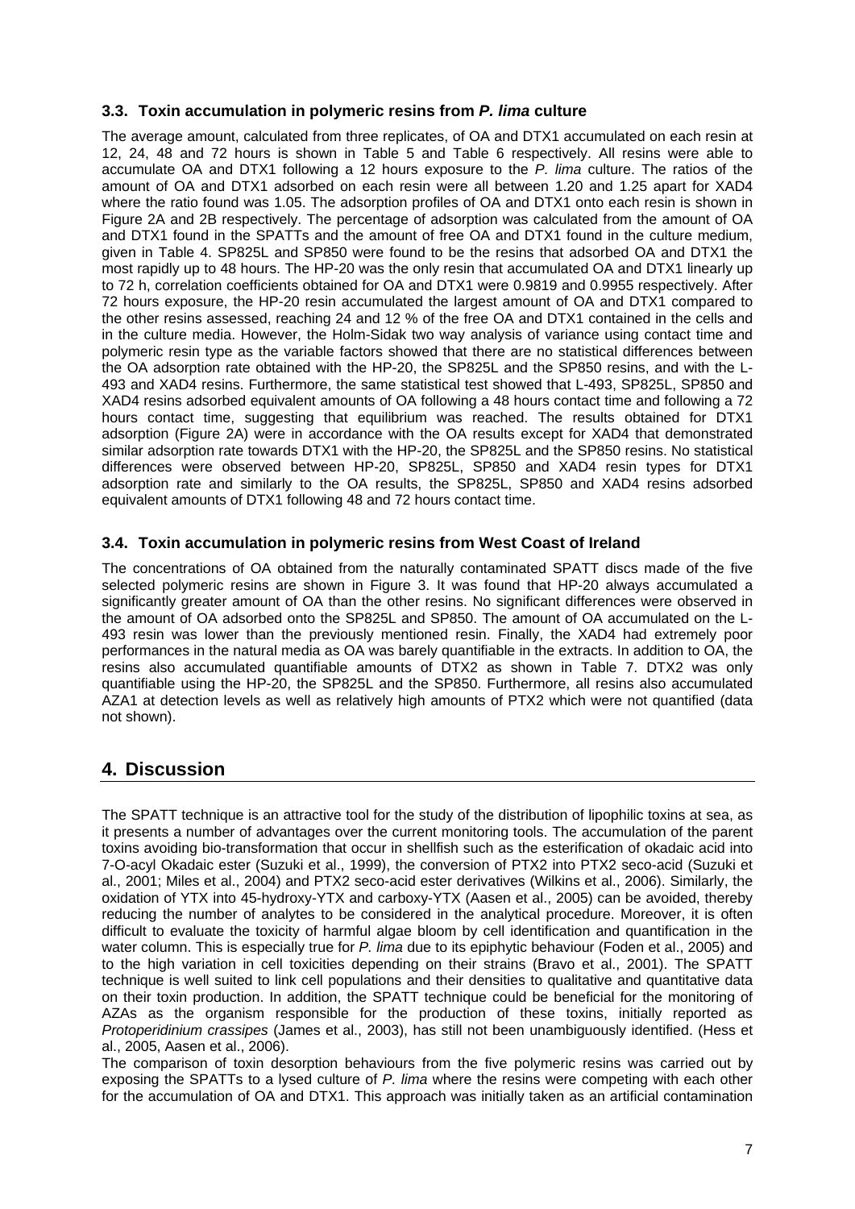### 3.3. Toxin accumulation in polymeric resins from *P. lima* culture

The average amount, calculated from three replicates, of OA and DTX1 accumulated on each resin at 12, 24, 48 and 72 hours is shown in Table 5 and Table 6 respectively. All resins were able to accumulate OA and DTX1 following a 12 hours exposure to the *P. lima* culture. The ratios of the amount of OA and DTX1 adsorbed on each resin were all between 1.20 and 1.25 apart for XAD4 where the ratio found was 1.05. The adsorption profiles of OA and DTX1 onto each resin is shown in Figure 2A and 2B respectively. The percentage of adsorption was calculated from the amount of OA and DTX1 found in the SPATTs and the amount of free OA and DTX1 found in the culture medium, given in Table 4. SP825L and SP850 were found to be the resins that adsorbed OA and DTX1 the most rapidly up to 48 hours. The HP-20 was the only resin that accumulated OA and DTX1 linearly up to 72 h, correlation coefficients obtained for OA and DTX1 were 0.9819 and 0.9955 respectively. After 72 hours exposure, the HP-20 resin accumulated the largest amount of OA and DTX1 compared to the other resins assessed, reaching 24 and 12 % of the free OA and DTX1 contained in the cells and in the culture media. However, the Holm-Sidak two way analysis of variance using contact time and polymeric resin type as the variable factors showed that there are no statistical differences between the OA adsorption rate obtained with the HP-20, the SP825L and the SP850 resins, and with the L-493 and XAD4 resins. Furthermore, the same statistical test showed that L-493, SP825L, SP850 and XAD4 resins adsorbed equivalent amounts of OA following a 48 hours contact time and following a 72 hours contact time, suggesting that equilibrium was reached. The results obtained for DTX1 adsorption (Figure 2A) were in accordance with the OA results except for XAD4 that demonstrated similar adsorption rate towards DTX1 with the HP-20, the SP825L and the SP850 resins. No statistical differences were observed between HP-20, SP825L, SP850 and XAD4 resin types for DTX1 adsorption rate and similarly to the OA results, the SP825L, SP850 and XAD4 resins adsorbed equivalent amounts of DTX1 following 48 and 72 hours contact time.

### 3.4. Toxin accumulation in polymeric resins from West Coast of Ireland

The concentrations of OA obtained from the naturally contaminated SPATT discs made of the five selected polymeric resins are shown in Figure 3. It was found that HP-20 always accumulated a significantly greater amount of OA than the other resins. No significant differences were observed in the amount of OA adsorbed onto the SP825L and SP850. The amount of OA accumulated on the L-493 resin was lower than the previously mentioned resin. Finally, the XAD4 had extremely poor performances in the natural media as OA was barely quantifiable in the extracts. In addition to OA, the resins also accumulated quantifiable amounts of DTX2 as shown in Table 7. DTX2 was only quantifiable using the HP-20, the SP825L and the SP850. Furthermore, all resins also accumulated AZA1 at detection levels as well as relatively high amounts of PTX2 which were not quantified (data not shown).

## 4. Discussion

The SPATT technique is an attractive tool for the study of the distribution of lipophilic toxins at sea, as it presents a number of advantages over the current monitoring tools. The accumulation of the parent toxins avoiding bio-transformation that occur in shellfish such as the esterification of okadaic acid into 7-O-acyl Okadaic ester (Suzuki et al., 1999), the conversion of PTX2 into PTX2 seco-acid (Suzuki et al., 2001; Miles et al., 2004) and PTX2 seco-acid ester derivatives (Wilkins et al., 2006). Similarly, the oxidation of YTX into 45-hydroxy-YTX and carboxy-YTX (Aasen et al., 2005) can be avoided, thereby reducing the number of analytes to be considered in the analytical procedure. Moreover, it is often difficult to evaluate the toxicity of harmful algae bloom by cell identification and quantification in the water column. This is especially true for *P. lima* due to its epiphytic behaviour (Foden et al., 2005) and to the high variation in cell toxicities depending on their strains (Bravo et al., 2001). The SPATT technique is well suited to link cell populations and their densities to qualitative and quantitative data on their toxin production. In addition, the SPATT technique could be beneficial for the monitoring of AZAs as the organism responsible for the production of these toxins, initially reported as *Protoperidinium crassipes* (James et al., 2003), has still not been unambiguously identified. (Hess et al., 2005, Aasen et al., 2006).

The comparison of toxin desorption behaviours from the five polymeric resins was carried out by exposing the SPATTs to a lysed culture of *P. lima* where the resins were competing with each other for the accumulation of OA and DTX1. This approach was initially taken as an artificial contamination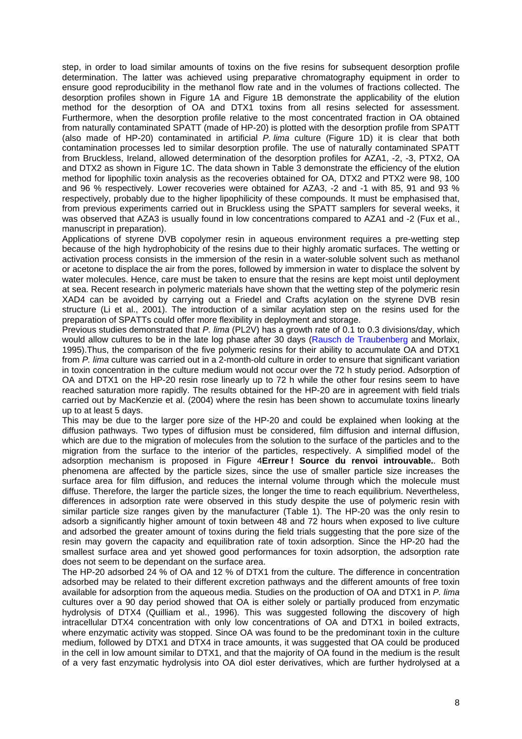step, in order to load similar amounts of toxins on the five resins for subsequent desorption profile determination. The latter was achieved using preparative chromatography equipment in order to ensure good reproducibility in the methanol flow rate and in the volumes of fractions collected. The desorption profiles shown in Figure 1A and Figure 1B demonstrate the applicability of the elution method for the desorption of OA and DTX1 toxins from all resins selected for assessment. Furthermore, when the desorption profile relative to the most concentrated fraction in OA obtained from naturally contaminated SPATT (made of HP-20) is plotted with the desorption profile from SPATT (also made of HP-20) contaminated in artificial *P. lima* culture (Figure 1D) it is clear that both contamination processes led to similar desorption profile. The use of naturally contaminated SPATT from Bruckless, Ireland, allowed determination of the desorption profiles for AZA1, -2, -3, PTX2, OA and DTX2 as shown in Figure 1C. The data shown in Table 3 demonstrate the efficiency of the elution method for lipophilic toxin analysis as the recoveries obtained for OA, DTX2 and PTX2 were 98, 100 and 96 % respectively. Lower recoveries were obtained for AZA3, -2 and -1 with 85, 91 and 93 % respectively, probably due to the higher lipophilicity of these compounds. It must be emphasised that, from previous experiments carried out in Bruckless using the SPATT samplers for several weeks, it was observed that AZA3 is usually found in low concentrations compared to AZA1 and -2 (Fux et al., manuscript in preparation).

Applications of styrene DVB copolymer resin in aqueous environment requires a pre-wetting step because of the high hydrophobicity of the resins due to their highly aromatic surfaces. The wetting or activation process consists in the immersion of the resin in a water-soluble solvent such as methanol or acetone to displace the air from the pores, followed by immersion in water to displace the solvent by water molecules. Hence, care must be taken to ensure that the resins are kept moist until deployment at sea. Recent research in polymeric materials have shown that the wetting step of the polymeric resin XAD4 can be avoided by carrying out a Friedel and Crafts acylation on the styrene DVB resin structure (Li et al., 2001). The introduction of a similar acylation step on the resins used for the preparation of SPATTs could offer more flexibility in deployment and storage.

Previous studies demonstrated that *P. lima* (PL2V) has a growth rate of 0.1 to 0.3 divisions/day, which would allow cultures to be in the late log phase after 30 days (Rausch de Traubenberg and Morlaix, 1995).Thus, the comparison of the five polymeric resins for their ability to accumulate OA and DTX1 from *P. lima* culture was carried out in a 2-month-old culture in order to ensure that significant variation in toxin concentration in the culture medium would not occur over the 72 h study period. Adsorption of OA and DTX1 on the HP-20 resin rose linearly up to 72 h while the other four resins seem to have reached saturation more rapidly. The results obtained for the HP-20 are in agreement with field trials carried out by MacKenzie et al. (2004) where the resin has been shown to accumulate toxins linearly up to at least 5 days.

This may be due to the larger pore size of the HP-20 and could be explained when looking at the diffusion pathways. Two types of diffusion must be considered, film diffusion and internal diffusion, which are due to the migration of molecules from the solution to the surface of the particles and to the migration from the surface to the interior of the particles, respectively. A simplified model of the adsorption mechanism is proposed in Figure 4**Erreur ! Source du renvoi introuvable.**. Both phenomena are affected by the particle sizes, since the use of smaller particle size increases the surface area for film diffusion, and reduces the internal volume through which the molecule must diffuse. Therefore, the larger the particle sizes, the longer the time to reach equilibrium. Nevertheless, differences in adsorption rate were observed in this study despite the use of polymeric resin with similar particle size ranges given by the manufacturer (Table 1). The HP-20 was the only resin to adsorb a significantly higher amount of toxin between 48 and 72 hours when exposed to live culture and adsorbed the greater amount of toxins during the field trials suggesting that the pore size of the resin may govern the capacity and equilibration rate of toxin adsorption. Since the HP-20 had the smallest surface area and yet showed good performances for toxin adsorption, the adsorption rate does not seem to be dependant on the surface area.

The HP-20 adsorbed 24 % of OA and 12 % of DTX1 from the culture. The difference in concentration adsorbed may be related to their different excretion pathways and the different amounts of free toxin available for adsorption from the aqueous media. Studies on the production of OA and DTX1 in *P. lima* cultures over a 90 day period showed that OA is either solely or partially produced from enzymatic hydrolysis of DTX4 (Quilliam et al., 1996). This was suggested following the discovery of high intracellular DTX4 concentration with only low concentrations of OA and DTX1 in boiled extracts, where enzymatic activity was stopped. Since OA was found to be the predominant toxin in the culture medium, followed by DTX1 and DTX4 in trace amounts, it was suggested that OA could be produced in the cell in low amount similar to DTX1, and that the majority of OA found in the medium is the result of a very fast enzymatic hydrolysis into OA diol ester derivatives, which are further hydrolysed at a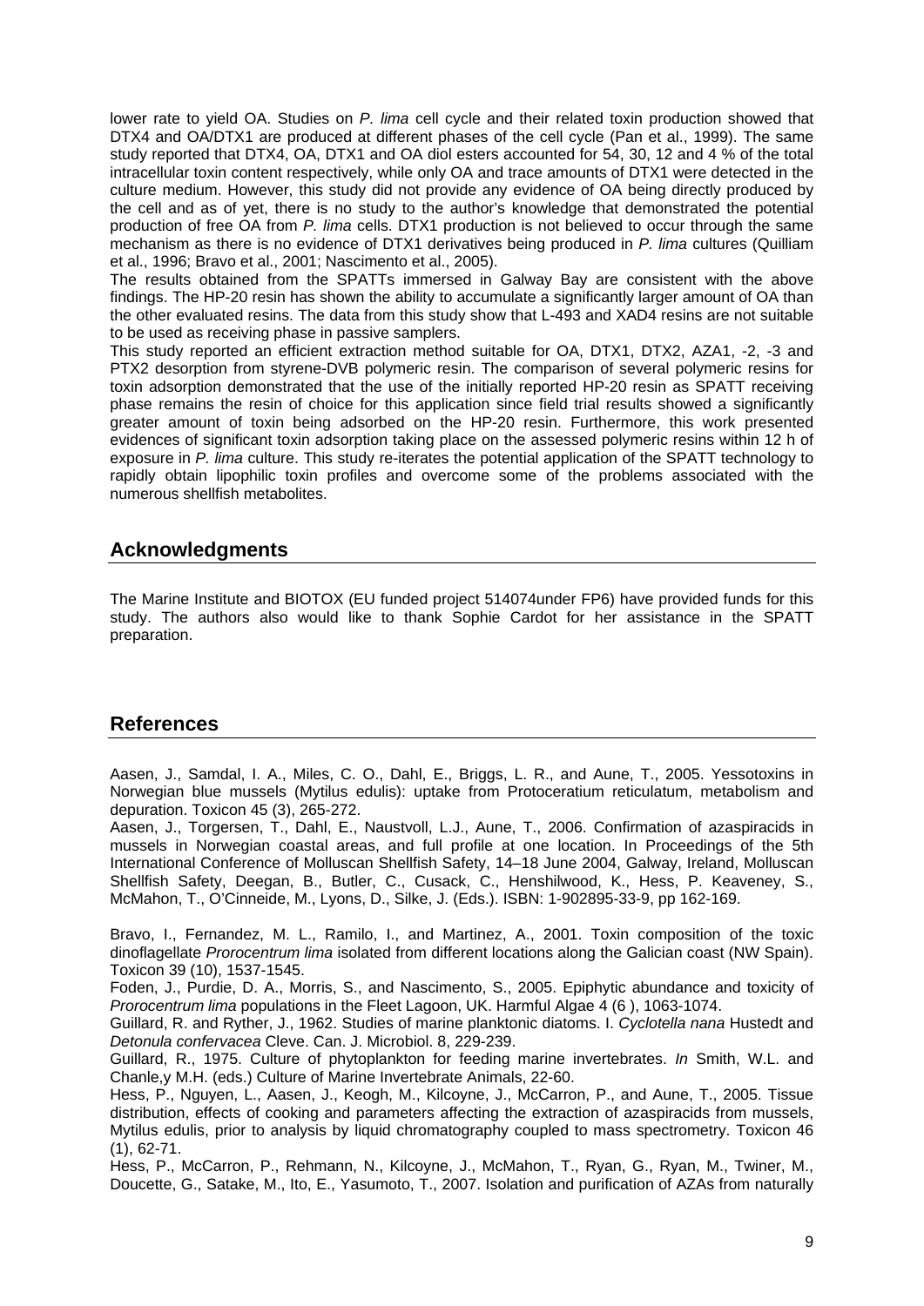lower rate to yield OA. Studies on *P. lima* cell cycle and their related toxin production showed that DTX4 and OA/DTX1 are produced at different phases of the cell cycle (Pan et al., 1999). The same study reported that DTX4, OA, DTX1 and OA diol esters accounted for 54, 30, 12 and 4 % of the total intracellular toxin content respectively, while only OA and trace amounts of DTX1 were detected in the culture medium. However, this study did not provide any evidence of OA being directly produced by the cell and as of yet, there is no study to the author's knowledge that demonstrated the potential production of free OA from *P. lima* cells. DTX1 production is not believed to occur through the same mechanism as there is no evidence of DTX1 derivatives being produced in *P. lima* cultures (Quilliam et al., 1996; Bravo et al., 2001; Nascimento et al., 2005).

The results obtained from the SPATTs immersed in Galway Bay are consistent with the above findings. The HP-20 resin has shown the ability to accumulate a significantly larger amount of OA than the other evaluated resins. The data from this study show that L-493 and XAD4 resins are not suitable to be used as receiving phase in passive samplers.

This study reported an efficient extraction method suitable for OA, DTX1, DTX2, AZA1, -2, -3 and PTX2 desorption from styrene-DVB polymeric resin. The comparison of several polymeric resins for toxin adsorption demonstrated that the use of the initially reported HP-20 resin as SPATT receiving phase remains the resin of choice for this application since field trial results showed a significantly greater amount of toxin being adsorbed on the HP-20 resin. Furthermore, this work presented evidences of significant toxin adsorption taking place on the assessed polymeric resins within 12 h of exposure in *P. lima* culture. This study re-iterates the potential application of the SPATT technology to rapidly obtain lipophilic toxin profiles and overcome some of the problems associated with the numerous shellfish metabolites.

## Acknowledgments

The Marine Institute and BIOTOX (EU funded project 514074under FP6) have provided funds for this study. The authors also would like to thank Sophie Cardot for her assistance in the SPATT preparation.

## References

Aasen, J., Samdal, I. A., Miles, C. O., Dahl, E., Briggs, L. R., and Aune, T., 2005. Yessotoxins in Norwegian blue mussels (Mytilus edulis): uptake from Protoceratium reticulatum, metabolism and depuration. Toxicon 45 (3), 265-272.

Aasen, J., Torgersen, T., Dahl, E., Naustvoll, L.J., Aune, T., 2006. Confirmation of azaspiracids in mussels in Norwegian coastal areas, and full profile at one location. In Proceedings of the 5th International Conference of Molluscan Shellfish Safety, 14–18 June 2004, Galway, Ireland, Molluscan Shellfish Safety, Deegan, B., Butler, C., Cusack, C., Henshilwood, K., Hess, P. Keaveney, S., McMahon, T., O'Cinneide, M., Lyons, D., Silke, J. (Eds.). ISBN: 1-902895-33-9, pp 162-169.

Bravo, I., Fernandez, M. L., Ramilo, I., and Martinez, A., 2001. Toxin composition of the toxic dinoflagellate *Prorocentrum lima* isolated from different locations along the Galician coast (NW Spain). Toxicon 39 (10), 1537-1545.

Foden, J., Purdie, D. A., Morris, S., and Nascimento, S., 2005. Epiphytic abundance and toxicity of *Prorocentrum lima* populations in the Fleet Lagoon, UK. Harmful Algae 4 (6 ), 1063-1074.

Guillard, R. and Ryther, J., 1962. Studies of marine planktonic diatoms. I. *Cyclotella nana* Hustedt and *Detonula confervacea* Cleve. Can. J. Microbiol. 8, 229-239.

Guillard, R., 1975. Culture of phytoplankton for feeding marine invertebrates. *In* Smith, W.L. and Chanle,y M.H. (eds.) Culture of Marine Invertebrate Animals, 22-60.

Hess, P., Nguyen, L., Aasen, J., Keogh, M., Kilcoyne, J., McCarron, P., and Aune, T., 2005. Tissue distribution, effects of cooking and parameters affecting the extraction of azaspiracids from mussels, Mytilus edulis, prior to analysis by liquid chromatography coupled to mass spectrometry. Toxicon 46 (1), 62-71.

Hess, P., McCarron, P., Rehmann, N., Kilcoyne, J., McMahon, T., Ryan, G., Ryan, M., Twiner, M., Doucette, G., Satake, M., Ito, E., Yasumoto, T., 2007. Isolation and purification of AZAs from naturally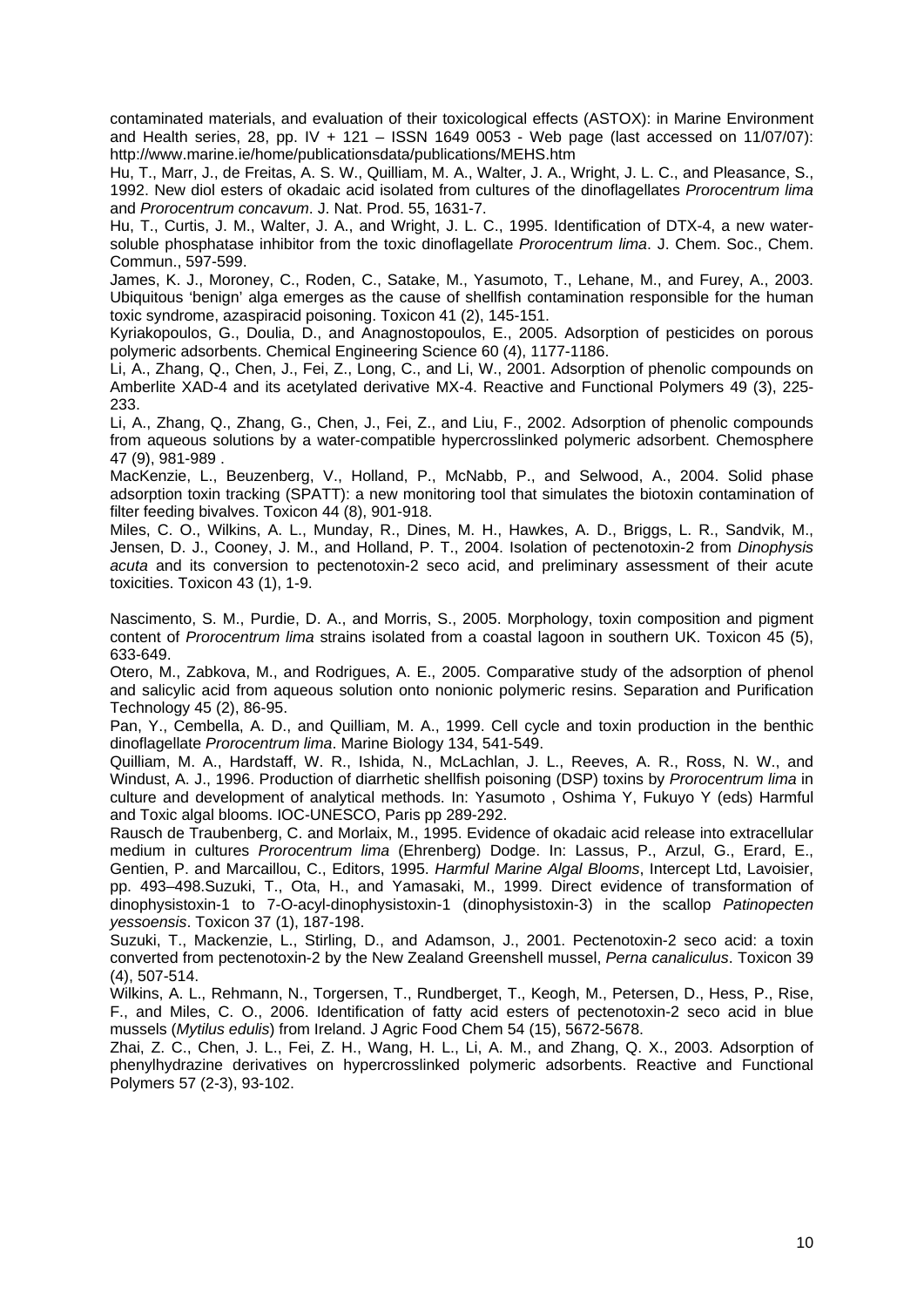contaminated materials, and evaluation of their toxicological effects (ASTOX): in Marine Environment and Health series, 28, pp. IV + 121 – ISSN 1649 0053 - Web page (last accessed on 11/07/07): http://www.marine.ie/home/publicationsdata/publications/MEHS.htm

Hu, T., Marr, J., de Freitas, A. S. W., Quilliam, M. A., Walter, J. A., Wright, J. L. C., and Pleasance, S., 1992. New diol esters of okadaic acid isolated from cultures of the dinoflagellates *Prorocentrum lima* and *Prorocentrum concavum*. J. Nat. Prod. 55, 1631-7.

Hu, T., Curtis, J. M., Walter, J. A., and Wright, J. L. C., 1995. Identification of DTX-4, a new water-soluble phosphatase inhibitor from the toxic dinoflagellate *Prorocentrum lima*. J. Chem. Soc., Chem. Commun., 597-599.

James, K. J., Moroney, C., Roden, C., Satake, M., Yasumoto, T., Lehane, M., and Furey, A., 2003. Ubiquitous 'benign' alga emerges as the cause of shellfish contamination responsible for the human toxic syndrome, azaspiracid poisoning. Toxicon 41 (2), 145-151.

Kyriakopoulos, G., Doulia, D., and Anagnostopoulos, E., 2005. Adsorption of pesticides on porous polymeric adsorbents. Chemical Engineering Science 60 (4), 1177-1186.

Li, A., Zhang, Q., Chen, J., Fei, Z., Long, C., and Li, W., 2001. Adsorption of phenolic compounds on Amberlite XAD-4 and its acetylated derivative MX-4. Reactive and Functional Polymers 49 (3), 225-233.

Li, A., Zhang, Q., Zhang, G., Chen, J., Fei, Z., and Liu, F., 2002. Adsorption of phenolic compounds from aqueous solutions by a water-compatible hypercrosslinked polymeric adsorbent. Chemosphere 47 (9), 981-989 .

MacKenzie, L., Beuzenberg, V., Holland, P., McNabb, P., and Selwood, A., 2004. Solid phase adsorption toxin tracking (SPATT): a new monitoring tool that simulates the biotoxin contamination of filter feeding bivalves. Toxicon 44 (8), 901-918.

Miles, C. O., Wilkins, A. L., Munday, R., Dines, M. H., Hawkes, A. D., Briggs, L. R., Sandvik, M., Jensen, D. J., Cooney, J. M., and Holland, P. T., 2004. Isolation of pectenotoxin-2 from *Dinophysis acuta* and its conversion to pectenotoxin-2 seco acid, and preliminary assessment of their acute toxicities. Toxicon 43 (1), 1-9.

Nascimento, S. M., Purdie, D. A., and Morris, S., 2005. Morphology, toxin composition and pigment content of *Prorocentrum lima* strains isolated from a coastal lagoon in southern UK. Toxicon 45 (5), 633-649.

Otero, M., Zabkova, M., and Rodrigues, A. E., 2005. Comparative study of the adsorption of phenol and salicylic acid from aqueous solution onto nonionic polymeric resins. Separation and Purification Technology 45 (2), 86-95.

Pan, Y., Cembella, A. D., and Quilliam, M. A., 1999. Cell cycle and toxin production in the benthic dinoflagellate *Prorocentrum lima*. Marine Biology 134, 541-549.

Quilliam, M. A., Hardstaff, W. R., Ishida, N., McLachlan, J. L., Reeves, A. R., Ross, N. W., and Windust, A. J., 1996. Production of diarrhetic shellfish poisoning (DSP) toxins by *Prorocentrum lima* in culture and development of analytical methods. In: Yasumoto , Oshima Y, Fukuyo Y (eds) Harmful and Toxic algal blooms. IOC-UNESCO, Paris pp 289-292.

Rausch de Traubenberg, C. and Morlaix, M., 1995. Evidence of okadaic acid release into extracellular medium in cultures *Prorocentrum lima* (Ehrenberg) Dodge. In: Lassus, P., Arzul, G., Erard, E., Gentien, P. and Marcaillou, C., Editors, 1995. *Harmful Marine Algal Blooms*, Intercept Ltd, Lavoisier, pp. 493–498.Suzuki, T., Ota, H., and Yamasaki, M., 1999. Direct evidence of transformation of dinophysistoxin-1 to 7-O-acyl-dinophysistoxin-1 (dinophysistoxin-3) in the scallop *Patinopecten yessoensis*. Toxicon 37 (1), 187-198.

Suzuki, T., Mackenzie, L., Stirling, D., and Adamson, J., 2001. Pectenotoxin-2 seco acid: a toxin converted from pectenotoxin-2 by the New Zealand Greenshell mussel, *Perna canaliculus*. Toxicon 39 (4), 507-514.

Wilkins, A. L., Rehmann, N., Torgersen, T., Rundberget, T., Keogh, M., Petersen, D., Hess, P., Rise, F., and Miles, C. O., 2006. Identification of fatty acid esters of pectenotoxin-2 seco acid in blue mussels (*Mytilus edulis*) from Ireland. J Agric Food Chem 54 (15), 5672-5678.

Zhai, Z. C., Chen, J. L., Fei, Z. H., Wang, H. L., Li, A. M., and Zhang, Q. X., 2003. Adsorption of phenylhydrazine derivatives on hypercrosslinked polymeric adsorbents. Reactive and Functional Polymers 57 (2-3), 93-102.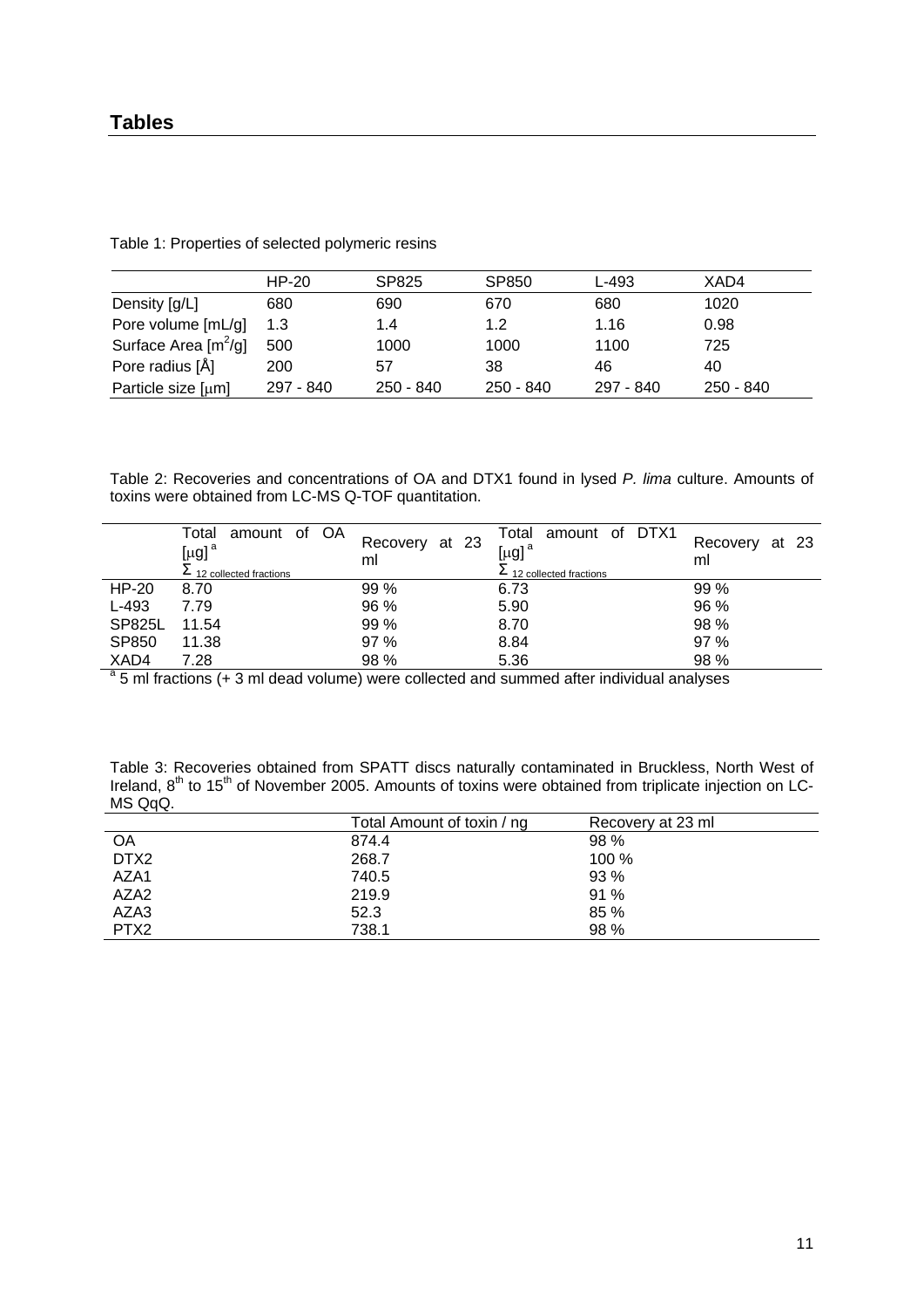## Tables

Table 1: Properties of selected polymeric resins

| | HP-20 | SP825 | SP850 | L-493 | XAD4 |
|---|---|---|---|---|---|
| Density [g/L] | 680 | 690 | 670 | 680 | 1020 |
| Pore volume [mL/g] | 1.3 | 1.4 | 1.2 | 1.16 | 0.98 |
| Surface Area [$m^2$/g] | 500 | 1000 | 1000 | 1100 | 725 |
| Pore radius [Å] | 200 | 57 | 38 | 46 | 40 |
| Particle size [μm] | 297 - 840 | 250 - 840 | 250 - 840 | 297 - 840 | 250 - 840 |

Table 2: Recoveries and concentrations of OA and DTX1 found in lysed *P. lima* culture. Amounts of toxins were obtained from LC-MS Q-TOF quantitation.

| | Total amount of OA [μg] [a] $\Sigma$ 12 collected fractions | Recovery at 23 ml | Total amount of DTX1 [μg] [a] $\Sigma$ 12 collected fractions | Recovery at 23 ml |
|---|---|---|---|---|
| HP-20 | 8.70 | 99 % | 6.73 | 99 % |
| L-493 | 7.79 | 96 % | 5.90 | 96 % |
| SP825L | 11.54 | 99 % | 8.70 | 98 % |
| SP850 | 11.38 | 97 % | 8.84 | 97 % |
| XAD4 | 7.28 | 98 % | 5.36 | 98 % |

[a] 5 ml fractions (+ 3 ml dead volume) were collected and summed after individual analyses

Table 3: Recoveries obtained from SPATT discs naturally contaminated in Bruckless, North West of Ireland, 8[th] to 15[th] of November 2005. Amounts of toxins were obtained from triplicate injection on LC-MS QqQ.

| | Total Amount of toxin / ng | Recovery at 23 ml |
|---|---|---|
| OA | 874.4 | 98 % |
| DTX2 | 268.7 | 100 % |
| AZA1 | 740.5 | 93 % |
| AZA2 | 219.9 | 91 % |
| AZA3 | 52.3 | 85 % |
| PTX2 | 738.1 | 98 % |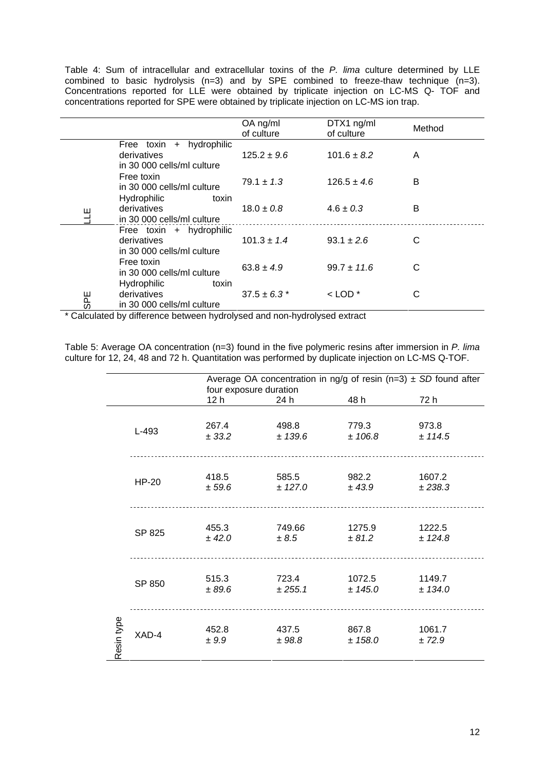Table 4: Sum of intracellular and extracellular toxins of the *P. lima* culture determined by LLE combined to basic hydrolysis (n=3) and by SPE combined to freeze-thaw technique (n=3). Concentrations reported for LLE were obtained by triplicate injection on LC-MS Q- TOF and concentrations reported for SPE were obtained by triplicate injection on LC-MS ion trap.

| | | OA ng/ml of culture | DTX1 ng/ml of culture | Method |
|---|---|---|---|---|
| LLE | Free toxin + hydrophilic derivatives in 30 000 cells/ml culture | 125.2 ± *9.6* | 101.6 ± *8.2* | A |
| | Free toxin in 30 000 cells/ml culture | 79.1 ± *1.3* | 126.5 ± *4.6* | B |
| | Hydrophilic toxin derivatives in 30 000 cells/ml culture | 18.0 ± *0.8* | 4.6 ± *0.3* | B |
| SPE | Free toxin + hydrophilic derivatives in 30 000 cells/ml culture | 101.3 ± *1.4* | 93.1 ± *2.6* | C |
| | Free toxin in 30 000 cells/ml culture | 63.8 ± *4.9* | 99.7 ± *11.6* | C |
| | Hydrophilic toxin derivatives in 30 000 cells/ml culture | 37.5 ± *6.3* * | < LOD * | C |

\* Calculated by difference between hydrolysed and non-hydrolysed extract

Table 5: Average OA concentration (n=3) found in the five polymeric resins after immersion in *P. lima* culture for 12, 24, 48 and 72 h. Quantitation was performed by duplicate injection on LC-MS Q-TOF.

| | | Average OA concentration in ng/g of resin (n=3) ± *SD* found after four exposure duration | | | |
|---|---|---|---|---|---|
| | | 12 h | 24 h | 48 h | 72 h |
| Resin type | L-493 | 267.4 ± *33.2* | 498.8 ± *139.6* | 779.3 ± *106.8* | 973.8 ± *114.5* |
| | HP-20 | 418.5 ± *59.6* | 585.5 ± *127.0* | 982.2 ± *43.9* | 1607.2 ± *238.3* |
| | SP 825 | 455.3 ± *42.0* | 749.66 ± *8.5* | 1275.9 ± *81.2* | 1222.5 ± *124.8* |
| | SP 850 | 515.3 ± *89.6* | 723.4 ± *255.1* | 1072.5 ± *145.0* | 1149.7 ± *134.0* |
| | XAD-4 | 452.8 ± *9.9* | 437.5 ± *98.8* | 867.8 ± *158.0* | 1061.7 ± *72.9* |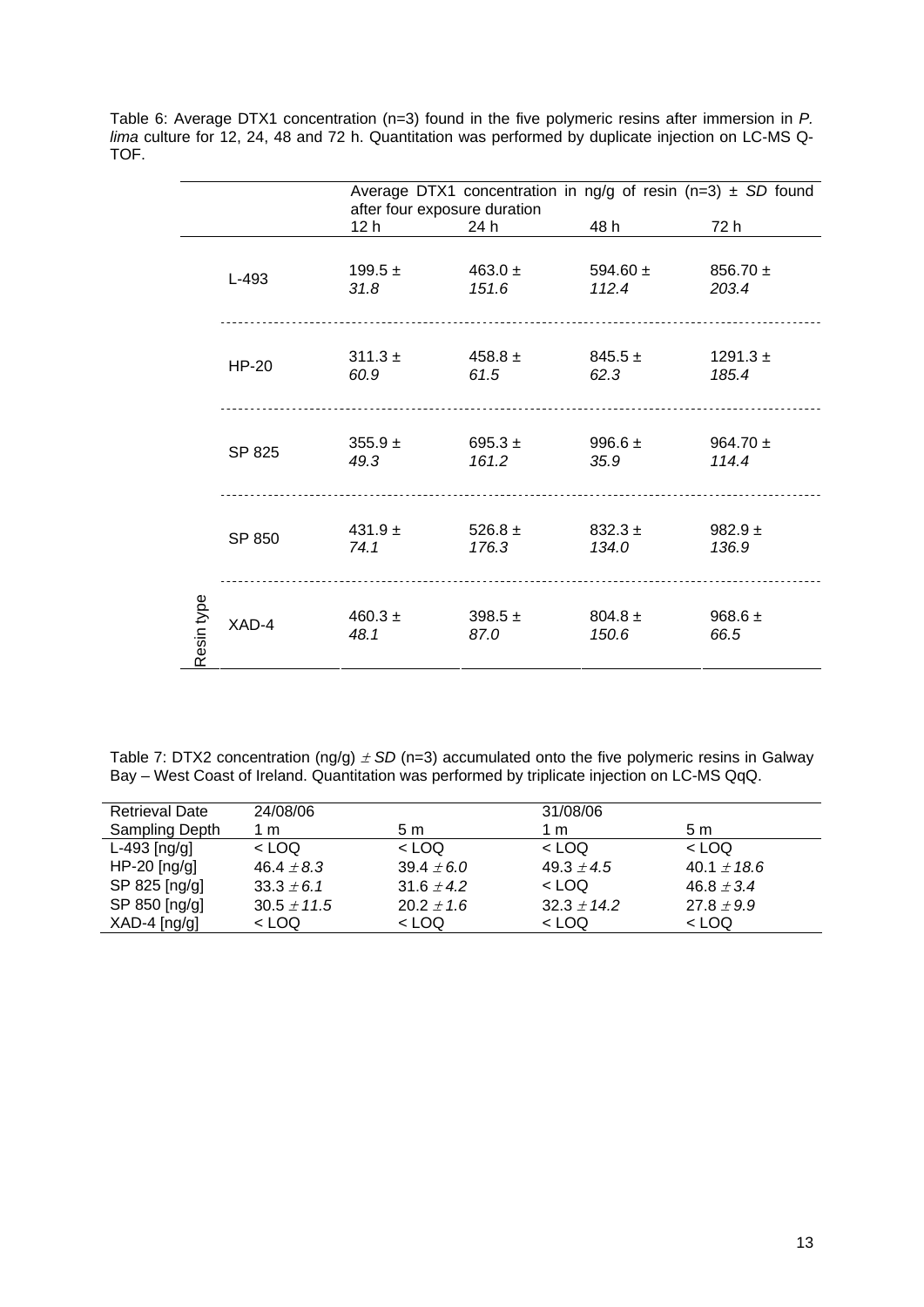Table 6: Average DTX1 concentration (n=3) found in the five polymeric resins after immersion in *P. lima* culture for 12, 24, 48 and 72 h. Quantitation was performed by duplicate injection on LC-MS Q-TOF.

| | | Average DTX1 concentration in ng/g of resin (n=3) ± *SD* found after four exposure duration | | | |
|---|---|---|---|---|---|
| | | 12 h | 24 h | 48 h | 72 h |
| Resin type | L-493 | 199.5 ± *31.8* | 463.0 ± *151.6* | 594.60 ± *112.4* | 856.70 ± *203.4* |
| | HP-20 | 311.3 ± *60.9* | 458.8 ± *61.5* | 845.5 ± *62.3* | 1291.3 ± *185.4* |
| | SP 825 | 355.9 ± *49.3* | 695.3 ± *161.2* | 996.6 ± *35.9* | 964.70 ± *114.4* |
| | SP 850 | 431.9 ± *74.1* | 526.8 ± *176.3* | 832.3 ± *134.0* | 982.9 ± *136.9* |
| | XAD-4 | 460.3 ± *48.1* | 398.5 ± *87.0* | 804.8 ± *150.6* | 968.6 ± *66.5* |

Table 7: DTX2 concentration (ng/g) ± *SD* (n=3) accumulated onto the five polymeric resins in Galway Bay – West Coast of Ireland. Quantitation was performed by triplicate injection on LC-MS QqQ.

| Retrieval Date | 24/08/06 | | 31/08/06 | |
|---|---|---|---|---|
| Sampling Depth | 1 m | 5 m | 1 m | 5 m |
| L-493 [ng/g] | < LOQ | < LOQ | < LOQ | < LOQ |
| HP-20 [ng/g] | 46.4 ± *8.3* | 39.4 ± *6.0* | 49.3 ± *4.5* | 40.1 ± *18.6* |
| SP 825 [ng/g] | 33.3 ± *6.1* | 31.6 ± *4.2* | < LOQ | 46.8 ± *3.4* |
| SP 850 [ng/g] | 30.5 ± *11.5* | 20.2 ± *1.6* | 32.3 ± *14.2* | 27.8 ± *9.9* |
| XAD-4 [ng/g] | < LOQ | < LOQ | < LOQ | < LOQ |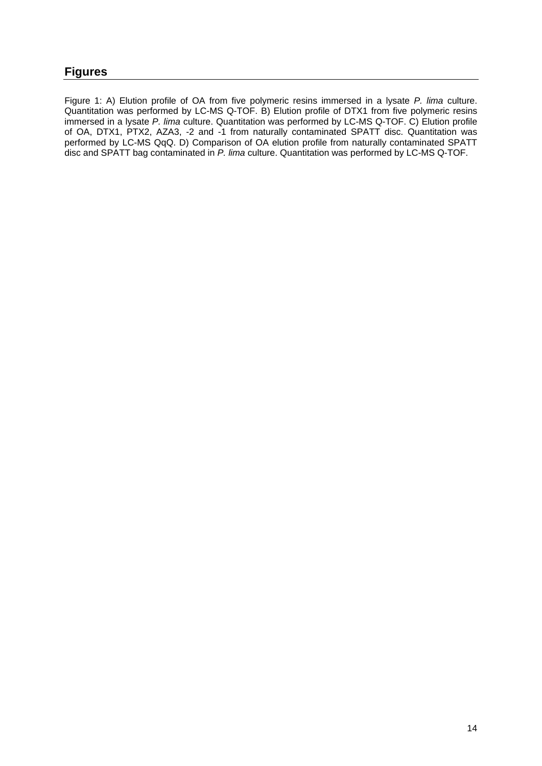## Figures

Figure 1: A) Elution profile of OA from five polymeric resins immersed in a lysate *P. lima* culture. Quantitation was performed by LC-MS Q-TOF. B) Elution profile of DTX1 from five polymeric resins immersed in a lysate *P. lima* culture. Quantitation was performed by LC-MS Q-TOF. C) Elution profile of OA, DTX1, PTX2, AZA3, -2 and -1 from naturally contaminated SPATT disc. Quantitation was performed by LC-MS QqQ. D) Comparison of OA elution profile from naturally contaminated SPATT disc and SPATT bag contaminated in *P. lima* culture. Quantitation was performed by LC-MS Q-TOF.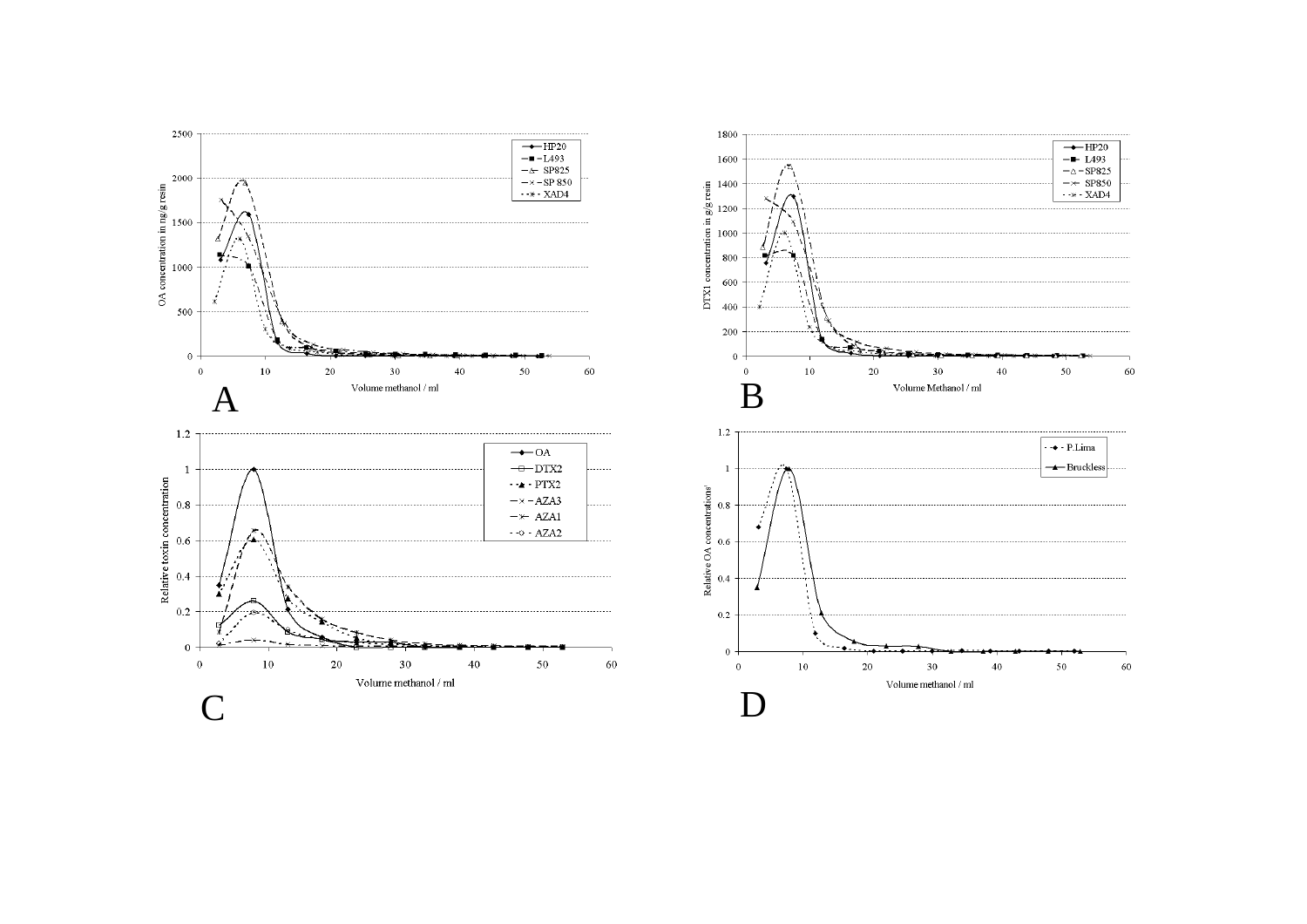A

OA concentration in ng/g resin

Volume methanol / ml

HP20, L493, SP825, SP 850, XAD4

B

DTX1 concentration in g/g resin

Volume Methanol / ml

HP20, L493, SP825, SP850, XAD4

C

Relative toxin concentration

Volume methanol / ml

OA, DTX2, PTX2, AZA3, AZA1, AZA2

D

Relative OA concentrations

Volume methanol / ml

P.Lima, Bruckless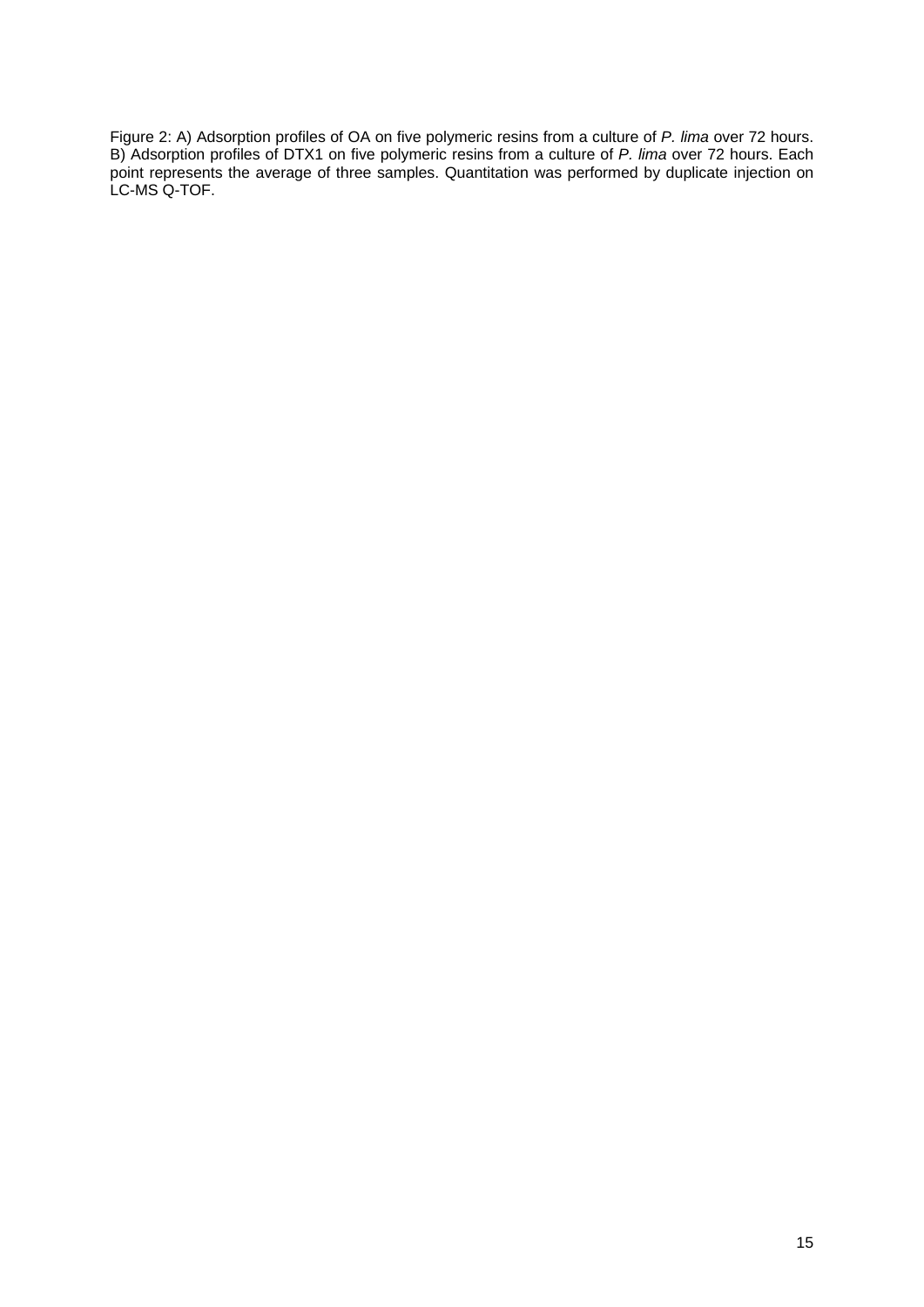Figure 2: A) Adsorption profiles of OA on five polymeric resins from a culture of *P. lima* over 72 hours. B) Adsorption profiles of DTX1 on five polymeric resins from a culture of *P. lima* over 72 hours. Each point represents the average of three samples. Quantitation was performed by duplicate injection on LC-MS Q-TOF.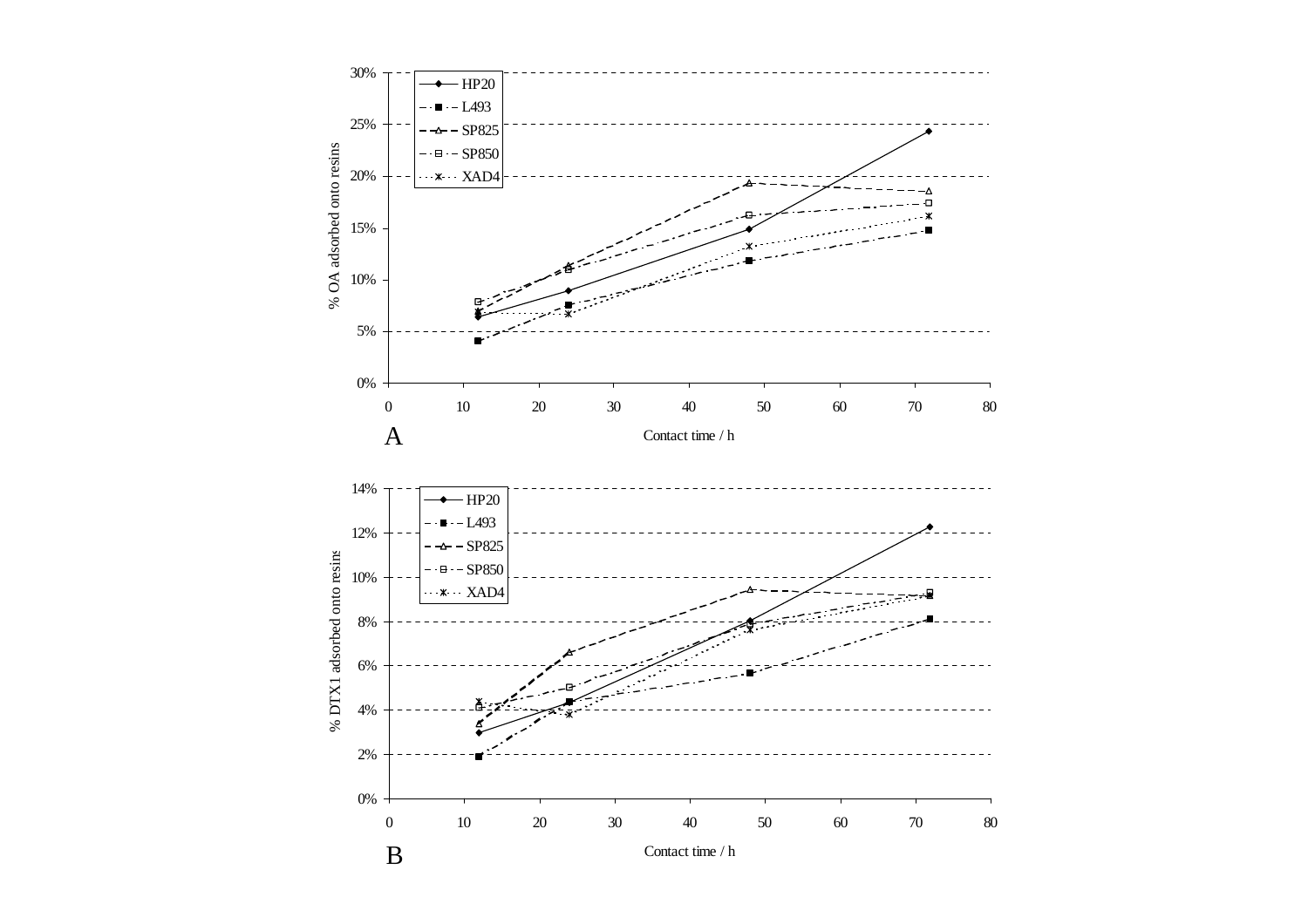30%
25%
20%
15%
10%
5%
0%

% OA adsorbed onto resins

- HP20
- L493
- SP825
- SP850
- XAD4

0 10 20 30 40 50 60 70 80

Contact time / h

A

14%
12%
10%
8%
6%
4%
2%
0%

% DTX1 adsorbed onto resins

- HP20
- L493
- SP825
- SP850
- XAD4

0 10 20 30 40 50 60 70 80

Contact time / h

B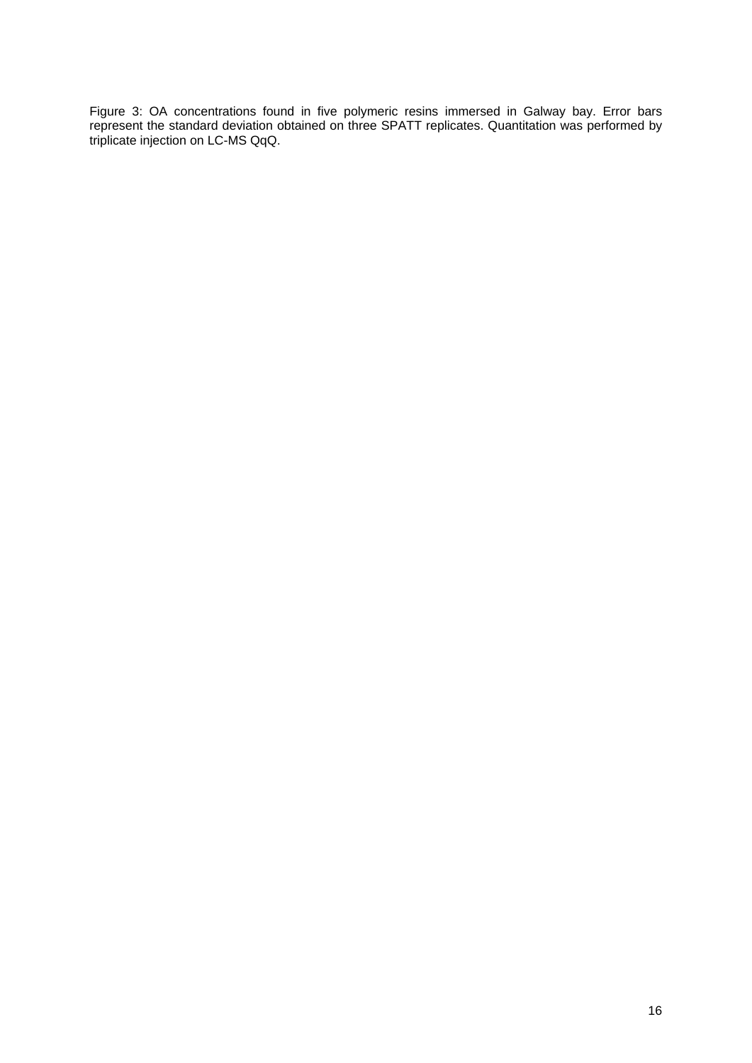Figure 3: OA concentrations found in five polymeric resins immersed in Galway bay. Error bars represent the standard deviation obtained on three SPATT replicates. Quantitation was performed by triplicate injection on LC-MS QqQ.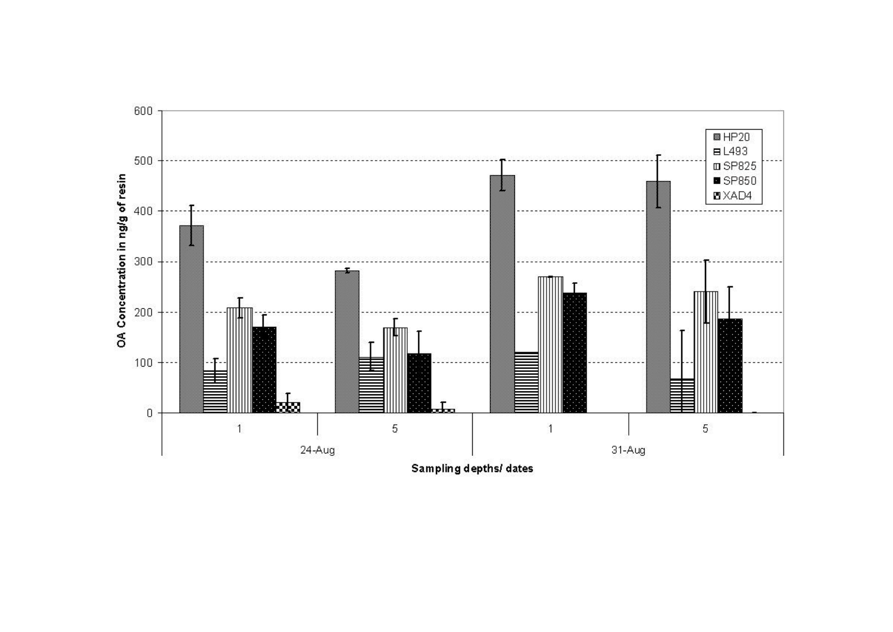OA Concentration in ng/g of resin

600
500
400
300
200
100
0

HP20
L493
SP825
SP850
XAD4

| 1 | 5 | 1 | 5 |
|---|---|---|---|
| 24-Aug | | 31-Aug | |

Sampling depths/ dates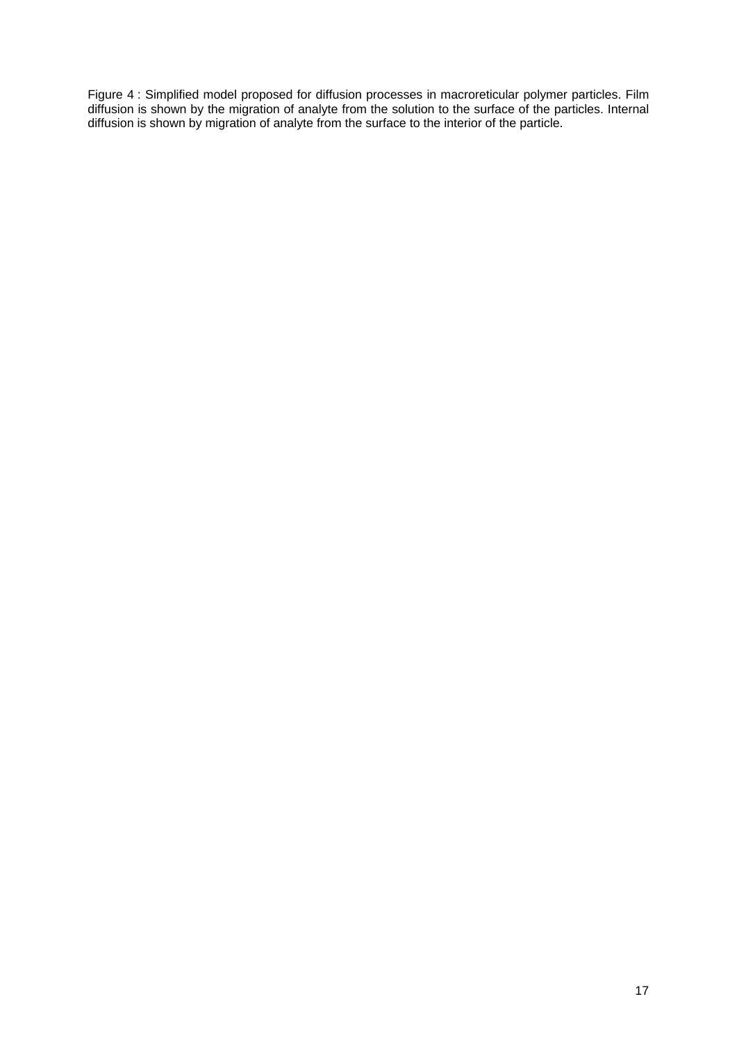Figure 4 : Simplified model proposed for diffusion processes in macroreticular polymer particles. Film diffusion is shown by the migration of analyte from the solution to the surface of the particles. Internal diffusion is shown by migration of analyte from the surface to the interior of the particle.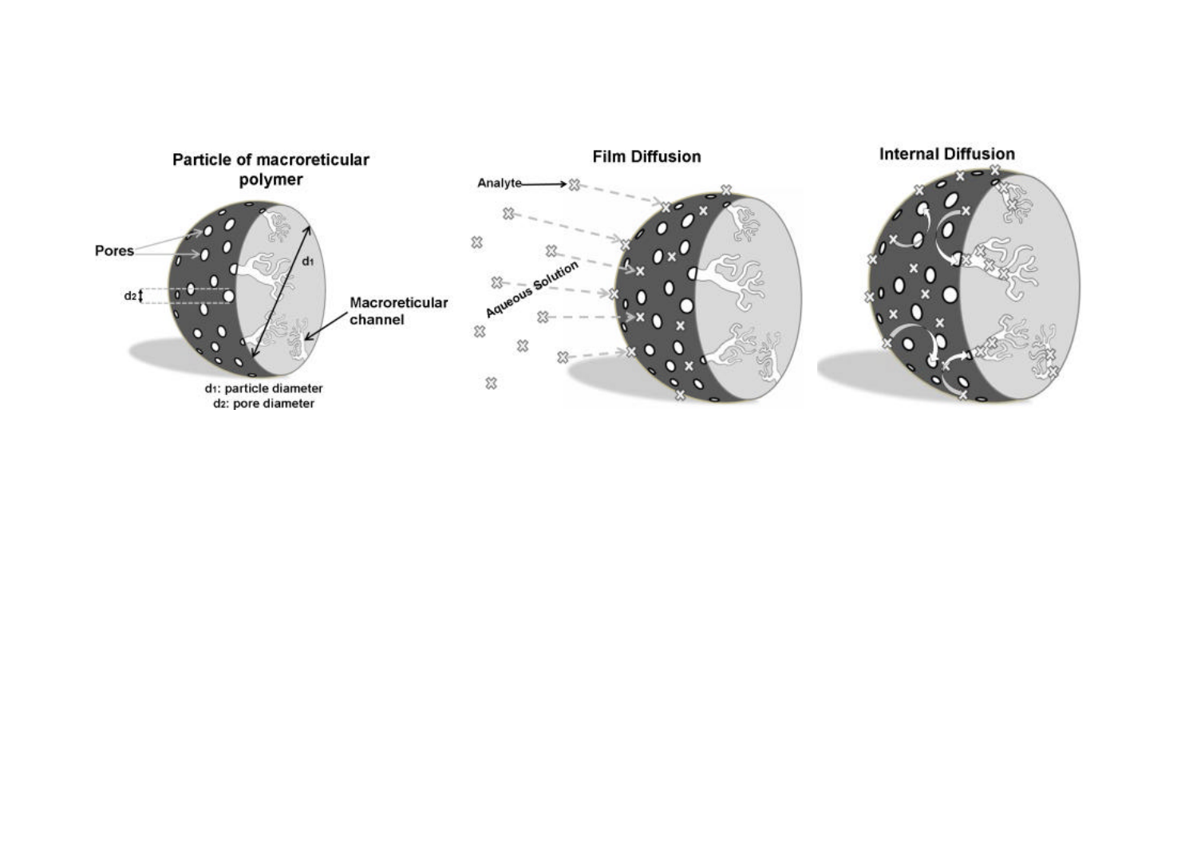Particle of macroreticular polymer

Pores

d1

d2

Macroreticular channel

d1: particle diameter

d2: pore diameter

Film Diffusion

Analyte

Aqueous Solution

Internal Diffusion